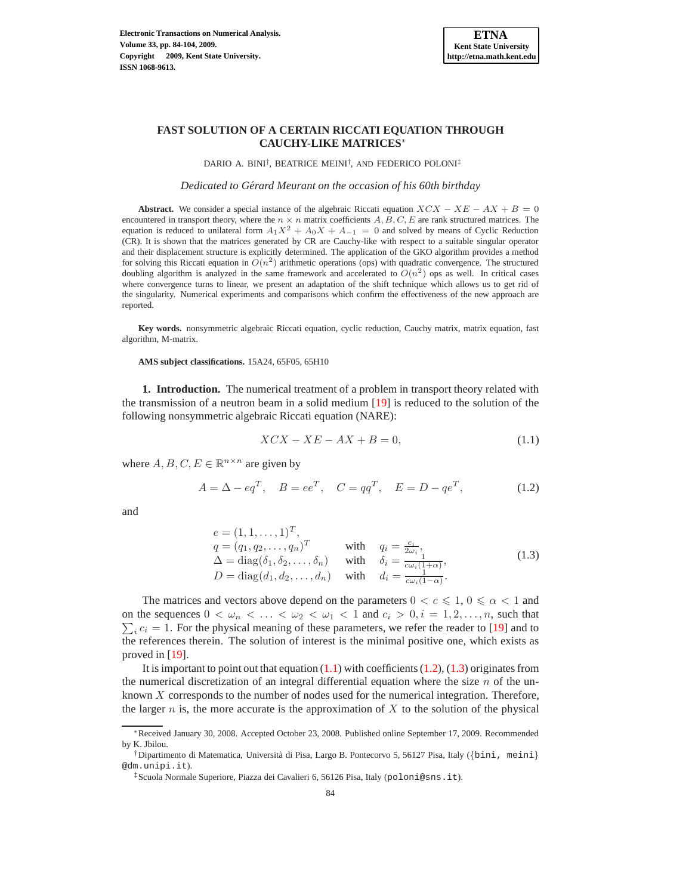# FAST SOLUTION OF A CERTAIN RICCATI EQUATION THROUGH CAUCHY-LIKE MATRICES*

DARIO A. BINI†, BEATRICE MEINI†, AND FEDERICO POLONI‡

*Dedicated to Gérard Meurant on the occasion of his 60th birthday*

**Abstract.** We consider a special instance of the algebraic Riccati equation $XCX - XE - AX + B = 0$ encountered in transport theory, where the $n \times n$ matrix coefficients $A, B, C, E$ are rank structured matrices. The equation is reduced to unilateral form $A_1 X^2 + A_0 X + A_{-1} = 0$ and solved by means of Cyclic Reduction (CR). It is shown that the matrices generated by CR are Cauchy-like with respect to a suitable singular operator and their displacement structure is explicitly determined. The application of the GKO algorithm provides a method for solving this Riccati equation in $O(n^2)$ arithmetic operations (ops) with quadratic convergence. The structured doubling algorithm is analyzed in the same framework and accelerated to $O(n^2)$ ops as well. In critical cases where convergence turns to linear, we present an adaptation of the shift technique which allows us to get rid of the singularity. Numerical experiments and comparisons which confirm the effectiveness of the new approach are reported.

**Key words.** nonsymmetric algebraic Riccati equation, cyclic reduction, Cauchy matrix, matrix equation, fast algorithm, M-matrix.

**AMS subject classifications.** 15A24, 65F05, 65H10

## 1. Introduction.

The numerical treatment of a problem in transport theory related with the transmission of a neutron beam in a solid medium [19] is reduced to the solution of the following nonsymmetric algebraic Riccati equation (NARE):

$$XCX - XE - AX + B = 0, \tag{1.1}$$

where $A, B, C, E \in \mathbb{R}^{n \times n}$ are given by

$$A = \Delta - eq^T, \quad B = ee^T, \quad C = qq^T, \quad E = D - qe^T, \tag{1.2}$$

and

$$\begin{array}{lll} e = (1, 1, \ldots, 1)^T, & & \\ q = (q_1, q_2, \ldots, q_n)^T & \text{with} & q_i = \frac{c_i}{2\omega_i}, \\ \Delta = \operatorname{diag}(\delta_1, \delta_2, \ldots, \delta_n) & \text{with} & \delta_i = \frac{1}{c\omega_i(1+\alpha)}, \\ D = \operatorname{diag}(d_1, d_2, \ldots, d_n) & \text{with} & d_i = \frac{1}{c\omega_i(1-\alpha)}. \end{array} \tag{1.3}$$

The matrices and vectors above depend on the parameters $0 < c \leqslant 1$, $0 \leqslant \alpha < 1$ and on the sequences $0 < \omega_n < \ldots < \omega_2 < \omega_1 < 1$ and $c_i > 0, i = 1, 2, \ldots, n$, such that $\sum_i c_i = 1$. For the physical meaning of these parameters, we refer the reader to [19] and to the references therein. The solution of interest is the minimal positive one, which exists as proved in [19].

It is important to point out that equation (1.1) with coefficients (1.2), (1.3) originates from the numerical discretization of an integral differential equation where the size $n$ of the unknown $X$ corresponds to the number of nodes used for the numerical integration. Therefore, the larger $n$ is, the more accurate is the approximation of $X$ to the solution of the physical

---

*Received January 30, 2008. Accepted October 23, 2008. Published online September 17, 2009. Recommended by K. Jbilou.

†Dipartimento di Matematica, Università di Pisa, Largo B. Pontecorvo 5, 56127 Pisa, Italy ({bini, meini}@dm.unipi.it).

‡Scuola Normale Superiore, Piazza dei Cavalieri 6, 56126 Pisa, Italy (poloni@sns.it).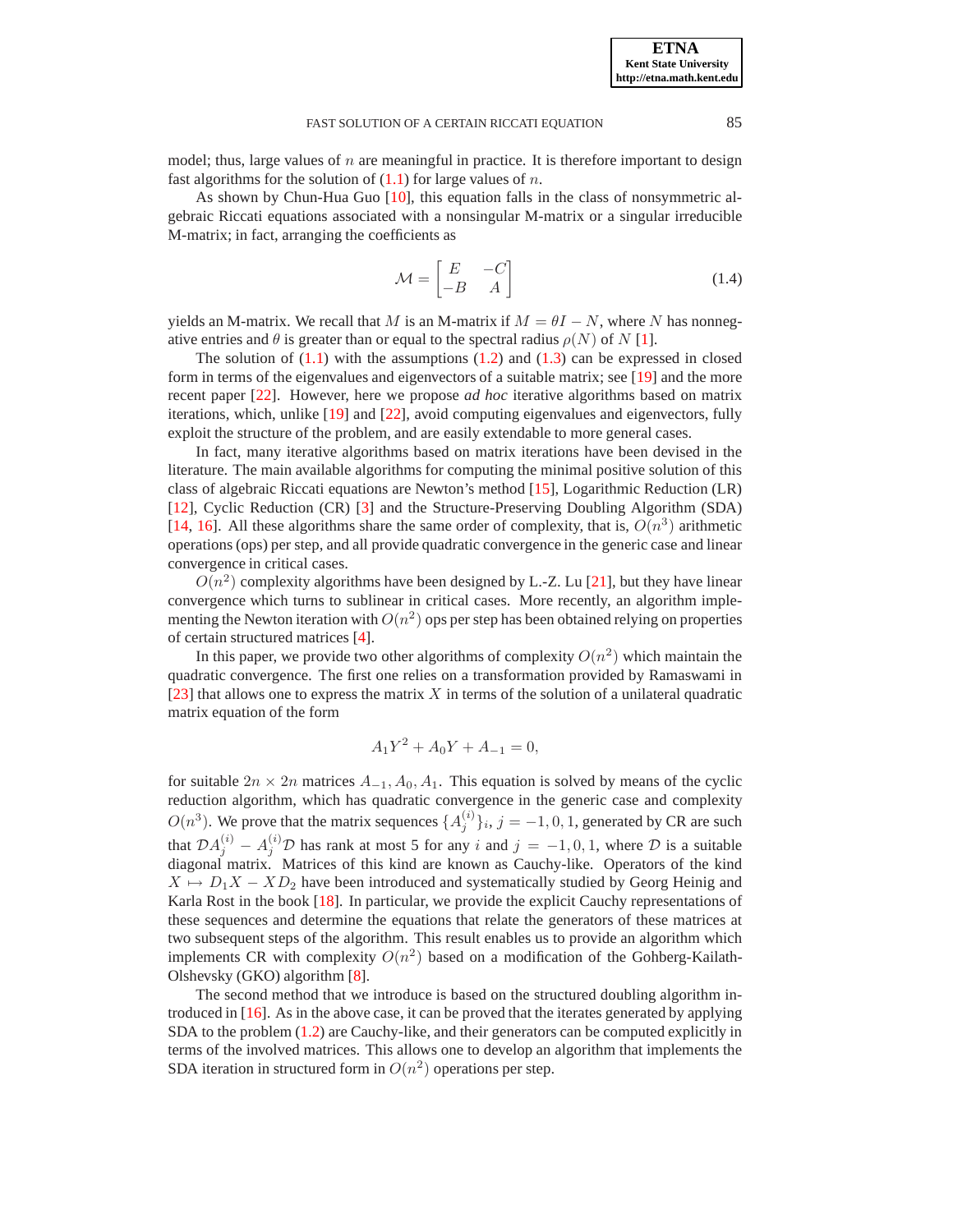model; thus, large values of $n$ are meaningful in practice. It is therefore important to design fast algorithms for the solution of (1.1) for large values of $n$.

As shown by Chun-Hua Guo [10], this equation falls in the class of nonsymmetric algebraic Riccati equations associated with a nonsingular M-matrix or a singular irreducible M-matrix; in fact, arranging the coefficients as

$$\mathcal{M} = \begin{bmatrix} E & -C \\ -B & A \end{bmatrix} \tag{1.4}$$

yields an M-matrix. We recall that $M$ is an M-matrix if $M = \theta I - N$, where $N$ has nonnegative entries and $\theta$ is greater than or equal to the spectral radius $\rho(N)$ of $N$ [1].

The solution of (1.1) with the assumptions (1.2) and (1.3) can be expressed in closed form in terms of the eigenvalues and eigenvectors of a suitable matrix; see [19] and the more recent paper [22]. However, here we propose *ad hoc* iterative algorithms based on matrix iterations, which, unlike [19] and [22], avoid computing eigenvalues and eigenvectors, fully exploit the structure of the problem, and are easily extendable to more general cases.

In fact, many iterative algorithms based on matrix iterations have been devised in the literature. The main available algorithms for computing the minimal positive solution of this class of algebraic Riccati equations are Newton's method [15], Logarithmic Reduction (LR) [12], Cyclic Reduction (CR) [3] and the Structure-Preserving Doubling Algorithm (SDA) [14, 16]. All these algorithms share the same order of complexity, that is, $O(n^3)$ arithmetic operations (ops) per step, and all provide quadratic convergence in the generic case and linear convergence in critical cases.

$O(n^2)$ complexity algorithms have been designed by L.-Z. Lu [21], but they have linear convergence which turns to sublinear in critical cases. More recently, an algorithm implementing the Newton iteration with $O(n^2)$ ops per step has been obtained relying on properties of certain structured matrices [4].

In this paper, we provide two other algorithms of complexity $O(n^2)$ which maintain the quadratic convergence. The first one relies on a transformation provided by Ramaswami in [23] that allows one to express the matrix $X$ in terms of the solution of a unilateral quadratic matrix equation of the form

$$A_1 Y^2 + A_0 Y + A_{-1} = 0,$$

for suitable $2n \times 2n$ matrices $A_{-1}, A_0, A_1$. This equation is solved by means of the cyclic reduction algorithm, which has quadratic convergence in the generic case and complexity $O(n^3)$. We prove that the matrix sequences $\{A_j^{(i)}\}_i$, $j = -1, 0, 1$, generated by CR are such that $\mathcal{D}A_j^{(i)} - A_j^{(i)}\mathcal{D}$ has rank at most 5 for any $i$ and $j = -1, 0, 1$, where $\mathcal{D}$ is a suitable diagonal matrix. Matrices of this kind are known as Cauchy-like. Operators of the kind $X \mapsto D_1 X - X D_2$ have been introduced and systematically studied by Georg Heinig and Karla Rost in the book [18]. In particular, we provide the explicit Cauchy representations of these sequences and determine the equations that relate the generators of these matrices at two subsequent steps of the algorithm. This result enables us to provide an algorithm which implements CR with complexity $O(n^2)$ based on a modification of the Gohberg-Kailath-Olshevsky (GKO) algorithm [8].

The second method that we introduce is based on the structured doubling algorithm introduced in [16]. As in the above case, it can be proved that the iterates generated by applying SDA to the problem (1.2) are Cauchy-like, and their generators can be computed explicitly in terms of the involved matrices. This allows one to develop an algorithm that implements the SDA iteration in structured form in $O(n^2)$ operations per step.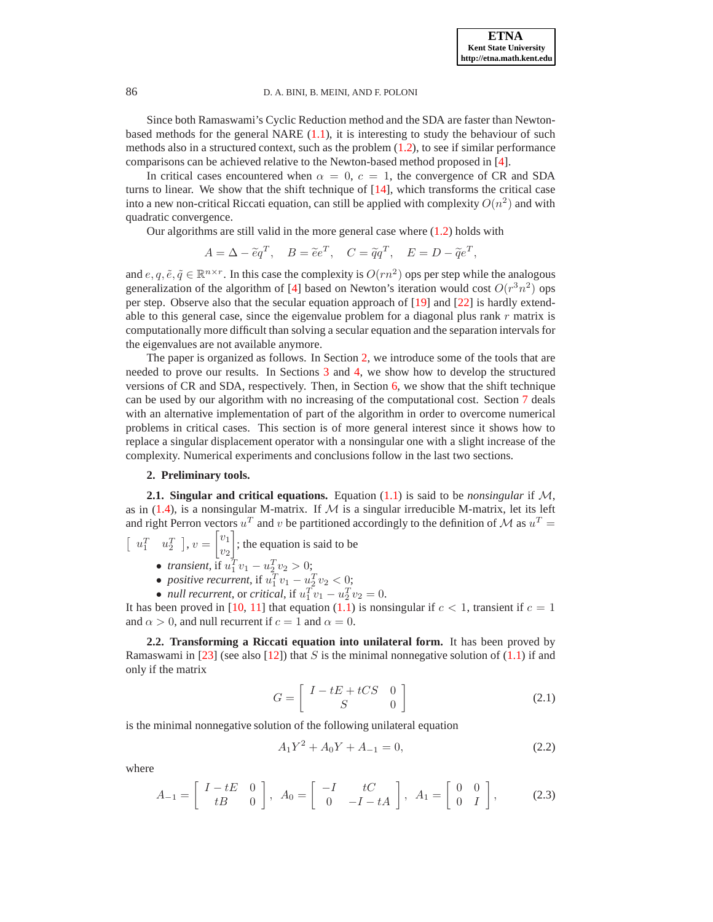Since both Ramaswami's Cyclic Reduction method and the SDA are faster than Newton-based methods for the general NARE (1.1), it is interesting to study the behaviour of such methods also in a structured context, such as the problem (1.2), to see if similar performance comparisons can be achieved relative to the Newton-based method proposed in [4].

In critical cases encountered when $\alpha = 0$, $c = 1$, the convergence of CR and SDA turns to linear. We show that the shift technique of [14], which transforms the critical case into a new non-critical Riccati equation, can still be applied with complexity $O(n^2)$ and with quadratic convergence.

Our algorithms are still valid in the more general case where (1.2) holds with

$$A = \Delta - \widetilde{e}q^T, \quad B = \widetilde{e}e^T, \quad C = \widetilde{q}q^T, \quad E = D - \widetilde{q}e^T,$$

and $e, q, \tilde{e}, \tilde{q} \in \mathbb{R}^{n \times r}$. In this case the complexity is $O(rn^2)$ ops per step while the analogous generalization of the algorithm of [4] based on Newton's iteration would cost $O(r^3n^2)$ ops per step. Observe also that the secular equation approach of [19] and [22] is hardly extendable to this general case, since the eigenvalue problem for a diagonal plus rank $r$ matrix is computationally more difficult than solving a secular equation and the separation intervals for the eigenvalues are not available anymore.

The paper is organized as follows. In Section 2, we introduce some of the tools that are needed to prove our results. In Sections 3 and 4, we show how to develop the structured versions of CR and SDA, respectively. Then, in Section 6, we show that the shift technique can be used by our algorithm with no increasing of the computational cost. Section 7 deals with an alternative implementation of part of the algorithm in order to overcome numerical problems in critical cases. This section is of more general interest since it shows how to replace a singular displacement operator with a nonsingular one with a slight increase of the complexity. Numerical experiments and conclusions follow in the last two sections.

## 2. Preliminary tools.

**2.1. Singular and critical equations.** Equation (1.1) is said to be *nonsingular* if $\mathcal{M}$, as in (1.4), is a nonsingular M-matrix. If $\mathcal{M}$ is a singular irreducible M-matrix, let its left and right Perron vectors $u^T$ and $v$ be partitioned accordingly to the definition of $\mathcal{M}$ as $u^T = \begin{bmatrix} u_1^T & u_2^T \end{bmatrix}$, $v = \begin{bmatrix} v_1 \\ v_2 \end{bmatrix}$; the equation is said to be

- *transient*, if $u_1^T v_1 - u_2^T v_2 > 0$;
- *positive recurrent*, if $u_1^T v_1 - u_2^T v_2 < 0$;
- *null recurrent*, or *critical*, if $u_1^T v_1 - u_2^T v_2 = 0$.

It has been proved in [10, 11] that equation (1.1) is nonsingular if $c < 1$, transient if $c = 1$ and $\alpha > 0$, and null recurrent if $c = 1$ and $\alpha = 0$.

**2.2. Transforming a Riccati equation into unilateral form.** It has been proved by Ramaswami in [23] (see also [12]) that $S$ is the minimal nonnegative solution of (1.1) if and only if the matrix

$$G = \begin{bmatrix} I - tE + tCS & 0 \\ S & 0 \end{bmatrix} \tag{2.1}$$

is the minimal nonnegative solution of the following unilateral equation

$$A_1 Y^2 + A_0 Y + A_{-1} = 0, \tag{2.2}$$

where

$$A_{-1} = \begin{bmatrix} I - tE & 0 \\ tB & 0 \end{bmatrix}, \quad A_0 = \begin{bmatrix} -I & tC \\ 0 & -I - tA \end{bmatrix}, \quad A_1 = \begin{bmatrix} 0 & 0 \\ 0 & I \end{bmatrix}, \tag{2.3}$$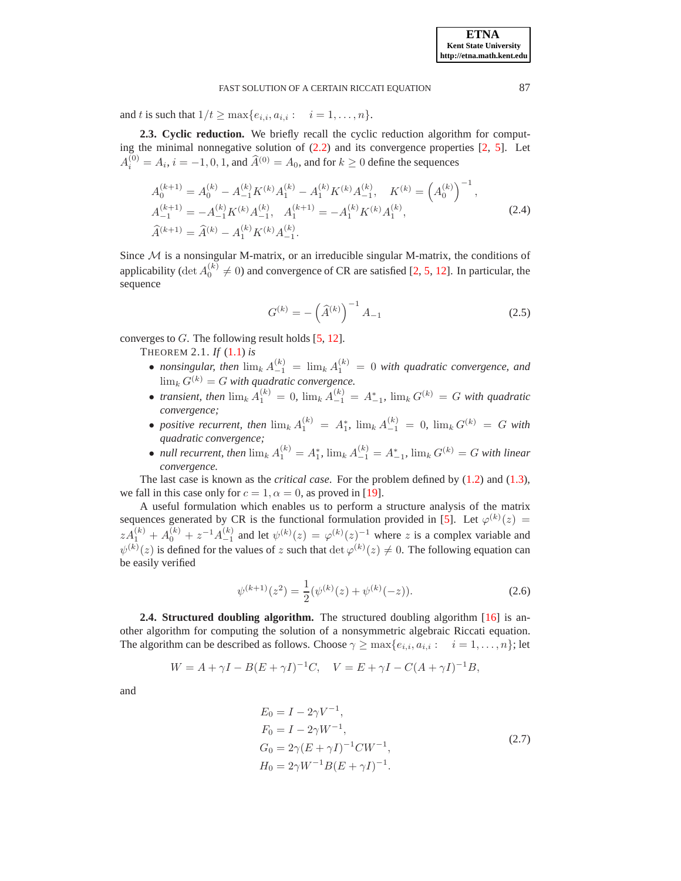and $t$ is such that $1/t \geq \max\{e_{i,i}, a_{i,i} : \quad i = 1, \ldots, n\}$.

**2.3. Cyclic reduction.** We briefly recall the cyclic reduction algorithm for computing the minimal nonnegative solution of (2.2) and its convergence properties [2, 5]. Let $A_i^{(0)} = A_i$, $i = -1, 0, 1$, and $\widehat{A}^{(0)} = A_0$, and for $k \geq 0$ define the sequences

$$
\begin{aligned}
&A_0^{(k+1)} = A_0^{(k)} - A_{-1}^{(k)} K^{(k)} A_1^{(k)} - A_1^{(k)} K^{(k)} A_{-1}^{(k)}, \quad K^{(k)} = \left(A_0^{(k)}\right)^{-1}, \\
&A_{-1}^{(k+1)} = -A_{-1}^{(k)} K^{(k)} A_{-1}^{(k)}, \quad A_1^{(k+1)} = -A_1^{(k)} K^{(k)} A_1^{(k)}, \\
&\widehat{A}^{(k+1)} = \widehat{A}^{(k)} - A_1^{(k)} K^{(k)} A_{-1}^{(k)}.
\end{aligned}
\tag{2.4}
$$

Since $\mathcal{M}$ is a nonsingular M-matrix, or an irreducible singular M-matrix, the conditions of applicability ($\det A_0^{(k)} \neq 0$) and convergence of CR are satisfied [2, 5, 12]. In particular, the sequence

$$
G^{(k)} = -\left(\widehat{A}^{(k)}\right)^{-1} A_{-1} \tag{2.5}
$$

converges to $G$. The following result holds [5, 12].

THEOREM 2.1. *If* (1.1) *is*

- *nonsingular, then* $\lim_k A_{-1}^{(k)} = \lim_k A_1^{(k)} = 0$ *with quadratic convergence, and* $\lim_k G^{(k)} = G$ *with quadratic convergence.*
- *transient, then* $\lim_k A_1^{(k)} = 0$, $\lim_k A_{-1}^{(k)} = A_{-1}^*$, $\lim_k G^{(k)} = G$ *with quadratic convergence;*
- *positive recurrent, then* $\lim_k A_1^{(k)} = A_1^*$, $\lim_k A_{-1}^{(k)} = 0$, $\lim_k G^{(k)} = G$ *with quadratic convergence;*
- *null recurrent, then* $\lim_k A_1^{(k)} = A_1^*$, $\lim_k A_{-1}^{(k)} = A_{-1}^*$, $\lim_k G^{(k)} = G$ *with linear convergence.*

The last case is known as the *critical case*. For the problem defined by (1.2) and (1.3), we fall in this case only for $c = 1, \alpha = 0$, as proved in [19].

A useful formulation which enables us to perform a structure analysis of the matrix sequences generated by CR is the functional formulation provided in [5]. Let $\varphi^{(k)}(z) = zA_1^{(k)} + A_0^{(k)} + z^{-1}A_{-1}^{(k)}$ and let $\psi^{(k)}(z) = \varphi^{(k)}(z)^{-1}$ where $z$ is a complex variable and $\psi^{(k)}(z)$ is defined for the values of $z$ such that $\det \varphi^{(k)}(z) \neq 0$. The following equation can be easily verified

$$
\psi^{(k+1)}(z^2) = \frac{1}{2}(\psi^{(k)}(z) + \psi^{(k)}(-z)). \tag{2.6}
$$

**2.4. Structured doubling algorithm.** The structured doubling algorithm [16] is another algorithm for computing the solution of a nonsymmetric algebraic Riccati equation. The algorithm can be described as follows. Choose $\gamma \geq \max\{e_{i,i}, a_{i,i} : \quad i = 1, \ldots, n\}$; let

$$
W = A + \gamma I - B(E + \gamma I)^{-1}C, \quad V = E + \gamma I - C(A + \gamma I)^{-1}B,
$$

and

$$
\begin{aligned}
E_0 &= I - 2\gamma V^{-1}, \\
F_0 &= I - 2\gamma W^{-1}, \\
G_0 &= 2\gamma(E + \gamma I)^{-1}CW^{-1}, \\
H_0 &= 2\gamma W^{-1}B(E + \gamma I)^{-1}.
\end{aligned}
\tag{2.7}
$$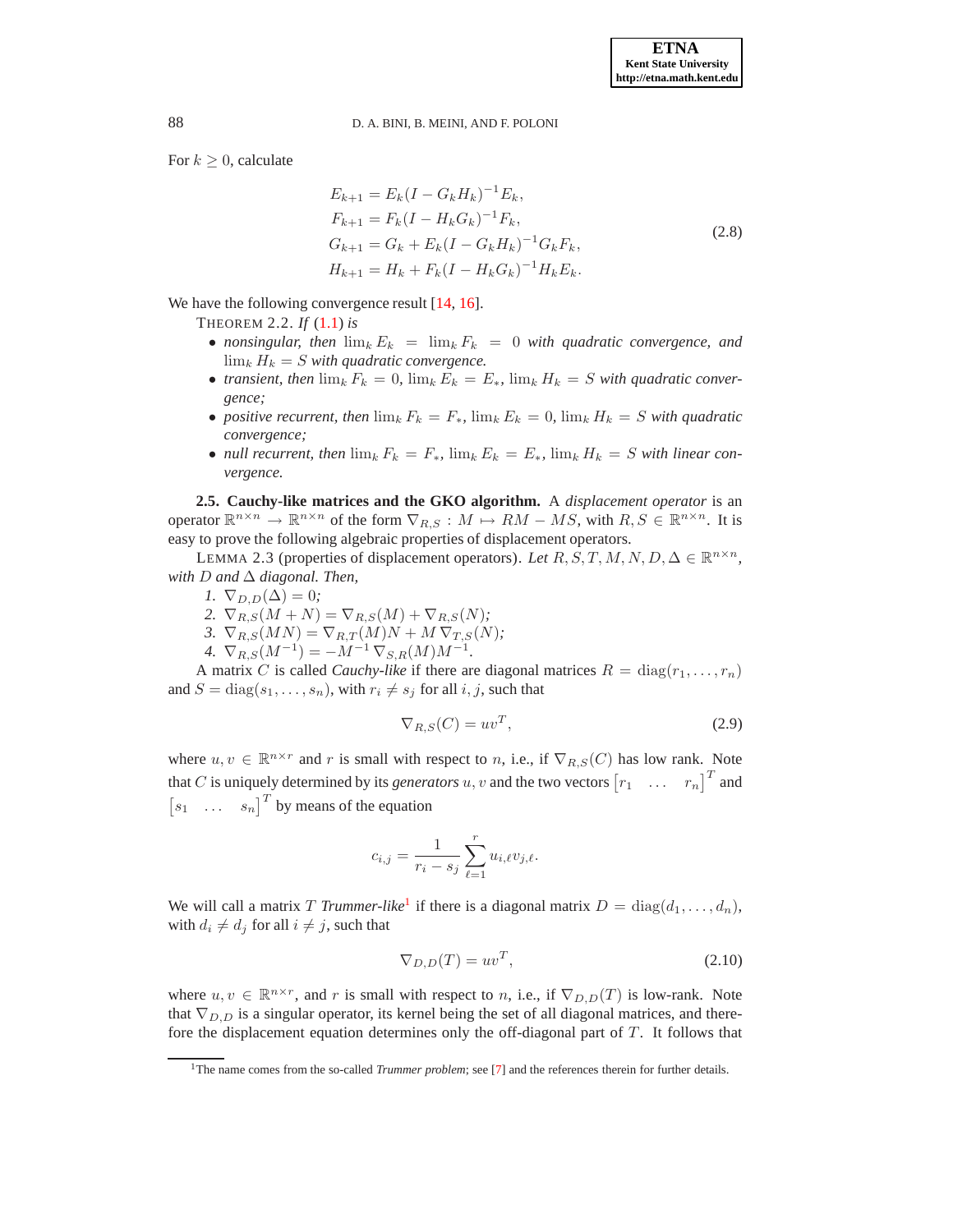For $k \geq 0$, calculate

$$
\begin{aligned}
E_{k+1} &= E_k(I - G_k H_k)^{-1} E_k, \\
F_{k+1} &= F_k(I - H_k G_k)^{-1} F_k, \\
G_{k+1} &= G_k + E_k(I - G_k H_k)^{-1} G_k F_k, \\
H_{k+1} &= H_k + F_k(I - H_k G_k)^{-1} H_k E_k.
\end{aligned}
\tag{2.8}
$$

We have the following convergence result [14, 16].

THEOREM 2.2. *If* (1.1) *is*

- *nonsingular, then* $\lim_k E_k = \lim_k F_k = 0$ *with quadratic convergence, and* $\lim_k H_k = S$ *with quadratic convergence.*
- *transient, then* $\lim_k F_k = 0$, $\lim_k E_k = E_*$, $\lim_k H_k = S$ *with quadratic convergence;*
- *positive recurrent, then* $\lim_k F_k = F_*$, $\lim_k E_k = 0$, $\lim_k H_k = S$ *with quadratic convergence;*
- *null recurrent, then* $\lim_k F_k = F_*$, $\lim_k E_k = E_*$, $\lim_k H_k = S$ *with linear convergence.*

**2.5. Cauchy-like matrices and the GKO algorithm.** A *displacement operator* is an operator $\mathbb{R}^{n\times n} \to \mathbb{R}^{n \times n}$ of the form $\nabla_{R,S} : M \mapsto RM - MS$, with $R, S \in \mathbb{R}^{n\times n}$. It is easy to prove the following algebraic properties of displacement operators.

LEMMA 2.3 (properties of displacement operators). *Let* $R, S, T, M, N, D, \Delta \in \mathbb{R}^{n \times n}$, *with* $D$ *and* $\Delta$ *diagonal. Then,*

1. $\nabla_{D,D}(\Delta) = 0$;
2. $\nabla_{R,S}(M + N) = \nabla_{R,S}(M) + \nabla_{R,S}(N)$;
3. $\nabla_{R,S}(MN) = \nabla_{R,T}(M)N + M\,\nabla_{T,S}(N)$;
4. $\nabla_{R,S}(M^{-1}) = -M^{-1}\,\nabla_{S,R}(M)M^{-1}$.

A matrix $C$ is called *Cauchy-like* if there are diagonal matrices $R = \operatorname{diag}(r_1, \dots, r_n)$ and $S = \operatorname{diag}(s_1, \dots, s_n)$, with $r_i \neq s_j$ for all $i, j$, such that

$$
\nabla_{R,S}(C) = uv^T, \tag{2.9}
$$

where $u, v \in \mathbb{R}^{n\times r}$ and $r$ is small with respect to $n$, i.e., if $\nabla_{R,S}(C)$ has low rank. Note that $C$ is uniquely determined by its *generators* $u, v$ and the two vectors $\begin{bmatrix} r_1 & \dots & r_n \end{bmatrix}^T$ and $\begin{bmatrix} s_1 & \dots & s_n \end{bmatrix}^T$ by means of the equation

$$
c_{i,j} = \frac{1}{r_i - s_j} \sum_{\ell=1}^{r} u_{i,\ell} v_{j,\ell}.
$$

We will call a matrix $T$ *Trummer-like*[1] if there is a diagonal matrix $D = \operatorname{diag}(d_1, \dots, d_n)$, with $d_i \neq d_j$ for all $i \neq j$, such that

$$
\nabla_{D,D}(T) = uv^T, \tag{2.10}
$$

where $u, v \in \mathbb{R}^{n \times r}$, and $r$ is small with respect to $n$, i.e., if $\nabla_{D,D}(T)$ is low-rank. Note that $\nabla_{D,D}$ is a singular operator, its kernel being the set of all diagonal matrices, and therefore the displacement equation determines only the off-diagonal part of $T$. It follows that

[1] The name comes from the so-called *Trummer problem*; see [7] and the references therein for further details.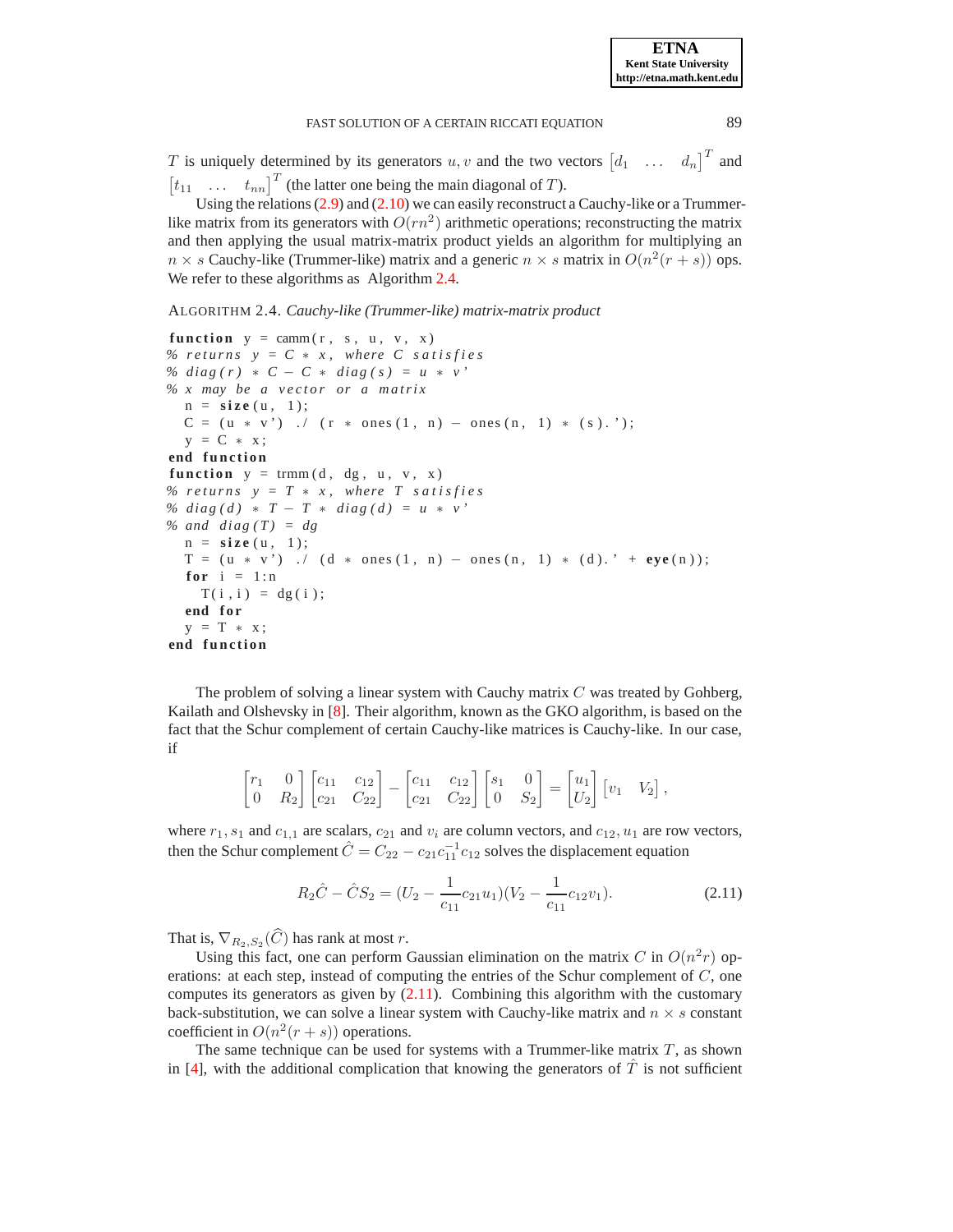$T$ is uniquely determined by its generators $u, v$ and the two vectors $\begin{bmatrix} d_1 & \dots & d_n \end{bmatrix}^T$ and $\begin{bmatrix} t_{11} & \dots & t_{nn} \end{bmatrix}^T$ (the latter one being the main diagonal of $T$).

Using the relations (2.9) and (2.10) we can easily reconstruct a Cauchy-like or a Trummer-like matrix from its generators with $O(rn^2)$ arithmetic operations; reconstructing the matrix and then applying the usual matrix-matrix product yields an algorithm for multiplying an $n \times s$ Cauchy-like (Trummer-like) matrix and a generic $n \times s$ matrix in $O(n^2(r+s))$ ops. We refer to these algorithms as Algorithm 2.4.

ALGORITHM 2.4. *Cauchy-like (Trummer-like) matrix-matrix product*

```
function y = camm(r, s, u, v, x)
% returns y = C * x, where C satisfies
% diag(r) * C - C * diag(s) = u * v'
% x may be a vector or a matrix
  n = size(u, 1);
  C = (u * v') ./ (r * ones(1, n) - ones(n, 1) * (s).');
  y = C * x;
end function
function y = trmm(d, dg, u, v, x)
% returns y = T * x, where T satisfies
% diag(d) * T - T * diag(d) = u * v'
% and diag(T) = dg
  n = size(u, 1);
  T = (u * v') ./ (d * ones(1, n) - ones(n, 1) * (d).' + eye(n));
  for i = 1:n
    T(i,i) = dg(i);
  end for
  y = T * x;
end function
```

The problem of solving a linear system with Cauchy matrix $C$ was treated by Gohberg, Kailath and Olshevsky in [8]. Their algorithm, known as the GKO algorithm, is based on the fact that the Schur complement of certain Cauchy-like matrices is Cauchy-like. In our case, if

$$\begin{bmatrix} r_1 & 0 \\ 0 & R_2 \end{bmatrix} \begin{bmatrix} c_{11} & c_{12} \\ c_{21} & C_{22} \end{bmatrix} - \begin{bmatrix} c_{11} & c_{12} \\ c_{21} & C_{22} \end{bmatrix} \begin{bmatrix} s_1 & 0 \\ 0 & S_2 \end{bmatrix} = \begin{bmatrix} u_1 \\ U_2 \end{bmatrix} \begin{bmatrix} v_1 & V_2 \end{bmatrix},$$

where $r_1, s_1$ and $c_{1,1}$ are scalars, $c_{21}$ and $v_i$ are column vectors, and $c_{12}, u_1$ are row vectors, then the Schur complement $\hat{C} = C_{22} - c_{21}c_{11}^{-1}c_{12}$ solves the displacement equation

$$R_2\hat{C} - \hat{C}S_2 = (U_2 - \frac{1}{c_{11}}c_{21}u_1)(V_2 - \frac{1}{c_{11}}c_{12}v_1). \tag{2.11}$$

That is, $\nabla_{R_2,S_2}(\widehat{C})$ has rank at most $r$.

Using this fact, one can perform Gaussian elimination on the matrix $C$ in $O(n^2 r)$ operations: at each step, instead of computing the entries of the Schur complement of $C$, one computes its generators as given by (2.11). Combining this algorithm with the customary back-substitution, we can solve a linear system with Cauchy-like matrix and $n \times s$ constant coefficient in $O(n^2(r+s))$ operations.

The same technique can be used for systems with a Trummer-like matrix $T$, as shown in [4], with the additional complication that knowing the generators of $\hat{T}$ is not sufficient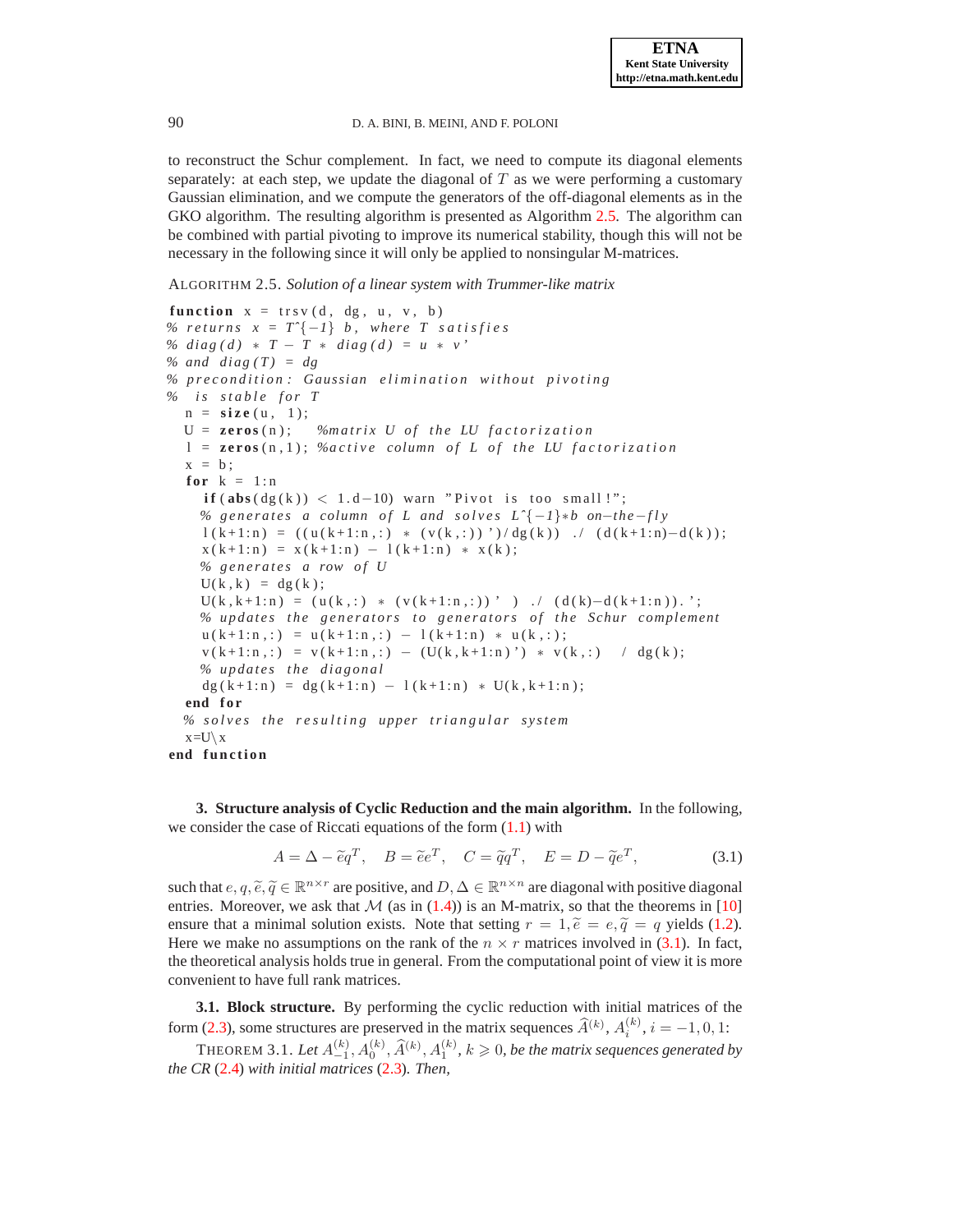to reconstruct the Schur complement. In fact, we need to compute its diagonal elements separately: at each step, we update the diagonal of $T$ as we were performing a customary Gaussian elimination, and we compute the generators of the off-diagonal elements as in the GKO algorithm. The resulting algorithm is presented as Algorithm 2.5. The algorithm can be combined with partial pivoting to improve its numerical stability, though this will not be necessary in the following since it will only be applied to nonsingular M-matrices.

ALGORITHM 2.5. *Solution of a linear system with Trummer-like matrix*

```
function x = trsv(d, dg, u, v, b)
% returns x = T^{-1} b, where T satisfies
% diag(d) * T - T * diag(d) = u * v'
% and diag(T) = dg
% precondition: Gaussian elimination without pivoting
%  is stable for T
  n = size(u, 1);
  U = zeros(n);   %matrix U of the LU factorization
  l = zeros(n,1); %active column of L of the LU factorization
  x = b;
  for k = 1:n
    if(abs(dg(k)) < 1.d-10) warn "Pivot is too small!";
    % generates a column of L and solves L^{-1}*b on-the-fly
    l(k+1:n) = ((u(k+1:n,:) * (v(k,:))')/dg(k)) ./ (d(k+1:n)-d(k));
    x(k+1:n) = x(k+1:n) - l(k+1:n) * x(k);
    % generates a row of U
    U(k,k) = dg(k);
    U(k,k+1:n) = (u(k,:) * (v(k+1:n,:))' ) ./ (d(k)-d(k+1:n)).';
    % updates the generators to generators of the Schur complement
    u(k+1:n,:) = u(k+1:n,:) - l(k+1:n) * u(k,:);
    v(k+1:n,:) = v(k+1:n,:) - (U(k,k+1:n)') * v(k,:)  / dg(k);
    % updates the diagonal
    dg(k+1:n) = dg(k+1:n) - l(k+1:n) * U(k,k+1:n);
  end for
  % solves the resulting upper triangular system
  x=U\x
end function
```

**3. Structure analysis of Cyclic Reduction and the main algorithm.** In the following, we consider the case of Riccati equations of the form (1.1) with

$$A = \Delta - \widetilde{e}q^T, \quad B = \widetilde{e}e^T, \quad C = \widetilde{q}q^T, \quad E = D - \widetilde{q}e^T, \tag{3.1}$$

such that $e, q, \widetilde{e}, \widetilde{q} \in \mathbb{R}^{n \times r}$ are positive, and $D, \Delta \in \mathbb{R}^{n \times n}$ are diagonal with positive diagonal entries. Moreover, we ask that $\mathcal{M}$ (as in (1.4)) is an M-matrix, so that the theorems in [10] ensure that a minimal solution exists. Note that setting $r = 1, \widetilde{e} = e, \widetilde{q} = q$ yields (1.2). Here we make no assumptions on the rank of the $n \times r$ matrices involved in (3.1). In fact, the theoretical analysis holds true in general. From the computational point of view it is more convenient to have full rank matrices.

**3.1. Block structure.** By performing the cyclic reduction with initial matrices of the form (2.3), some structures are preserved in the matrix sequences $\widehat{A}^{(k)}$, $A_i^{(k)}$, $i = -1, 0, 1$:

THEOREM 3.1. *Let $A_{-1}^{(k)}, A_0^{(k)}, \widehat{A}^{(k)}, A_1^{(k)}$, $k \geqslant 0$, be the matrix sequences generated by the CR (2.4) with initial matrices (2.3). Then,*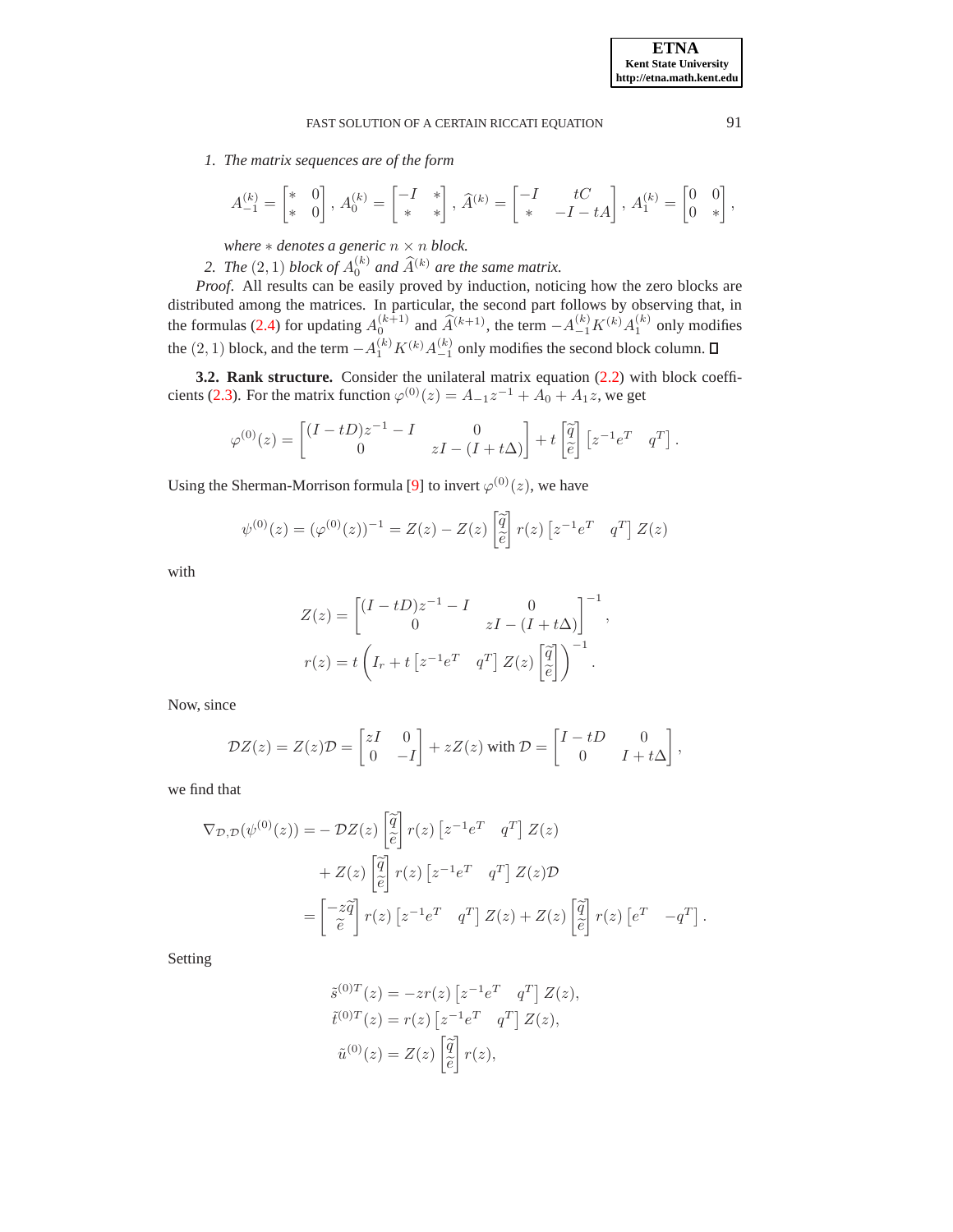1. *The matrix sequences are of the form*

$$A_{-1}^{(k)} = \begin{bmatrix} * & 0 \\ * & 0 \end{bmatrix},\ A_0^{(k)} = \begin{bmatrix} -I & * \\ * & * \end{bmatrix},\ \widehat{A}^{(k)} = \begin{bmatrix} -I & tC \\ * & -I - tA \end{bmatrix},\ A_1^{(k)} = \begin{bmatrix} 0 & 0 \\ 0 & * \end{bmatrix},$$

*where* $*$ *denotes a generic* $n \times n$ *block.*

2. *The* $(2,1)$ *block of* $A_0^{(k)}$ *and* $\widehat{A}^{(k)}$ *are the same matrix.*

*Proof.* All results can be easily proved by induction, noticing how the zero blocks are distributed among the matrices. In particular, the second part follows by observing that, in the formulas (2.4) for updating $A_0^{(k+1)}$ and $\widehat{A}^{(k+1)}$, the term $-A_{-1}^{(k)}K^{(k)}A_1^{(k)}$ only modifies the $(2,1)$ block, and the term $-A_1^{(k)}K^{(k)}A_{-1}^{(k)}$ only modifies the second block column. ◻

**3.2. Rank structure.** Consider the unilateral matrix equation (2.2) with block coefficients (2.3). For the matrix function $\varphi^{(0)}(z) = A_{-1}z^{-1} + A_0 + A_1 z$, we get

$$\varphi^{(0)}(z) = \begin{bmatrix} (I - tD)z^{-1} - I & 0 \\ 0 & zI - (I + t\Delta) \end{bmatrix} + t \begin{bmatrix} \widetilde{q} \\ \widetilde{e} \end{bmatrix} \begin{bmatrix} z^{-1}e^T & q^T \end{bmatrix}.$$

Using the Sherman-Morrison formula [9] to invert $\varphi^{(0)}(z)$, we have

$$\psi^{(0)}(z) = (\varphi^{(0)}(z))^{-1} = Z(z) - Z(z) \begin{bmatrix} \widetilde{q} \\ \widetilde{e} \end{bmatrix} r(z) \begin{bmatrix} z^{-1}e^T & q^T \end{bmatrix} Z(z)$$

with

$$Z(z) = \begin{bmatrix} (I - tD)z^{-1} - I & 0 \\ 0 & zI - (I + t\Delta) \end{bmatrix}^{-1},$$

$$r(z) = t\left( I_r + t \begin{bmatrix} z^{-1}e^T & q^T \end{bmatrix} Z(z) \begin{bmatrix} \widetilde{q} \\ \widetilde{e} \end{bmatrix} \right)^{-1}.$$

Now, since

$$\mathcal{D}Z(z) = Z(z)\mathcal{D} = \begin{bmatrix} zI & 0 \\ 0 & -I \end{bmatrix} + zZ(z) \text{ with } \mathcal{D} = \begin{bmatrix} I - tD & 0 \\ 0 & I + t\Delta \end{bmatrix},$$

we find that

$$\begin{aligned}
\nabla_{\mathcal{D},\mathcal{D}}(\psi^{(0)}(z)) = &- \mathcal{D}Z(z) \begin{bmatrix} \widetilde{q} \\ \widetilde{e} \end{bmatrix} r(z) \begin{bmatrix} z^{-1}e^T & q^T \end{bmatrix} Z(z) \\
&+ Z(z) \begin{bmatrix} \widetilde{q} \\ \widetilde{e} \end{bmatrix} r(z) \begin{bmatrix} z^{-1}e^T & q^T \end{bmatrix} Z(z)\mathcal{D} \\
= &\begin{bmatrix} -z\widetilde{q} \\ \widetilde{e} \end{bmatrix} r(z) \begin{bmatrix} z^{-1}e^T & q^T \end{bmatrix} Z(z) + Z(z) \begin{bmatrix} \widetilde{q} \\ \widetilde{e} \end{bmatrix} r(z) \begin{bmatrix} e^T & -q^T \end{bmatrix}.
\end{aligned}$$

Setting

$$\begin{aligned}
\tilde{s}^{(0)T}(z) &= -zr(z) \begin{bmatrix} z^{-1}e^T & q^T \end{bmatrix} Z(z), \\
\tilde{t}^{(0)T}(z) &= r(z) \begin{bmatrix} z^{-1}e^T & q^T \end{bmatrix} Z(z), \\
\tilde{u}^{(0)}(z) &= Z(z) \begin{bmatrix} \widetilde{q} \\ \widetilde{e} \end{bmatrix} r(z),
\end{aligned}$$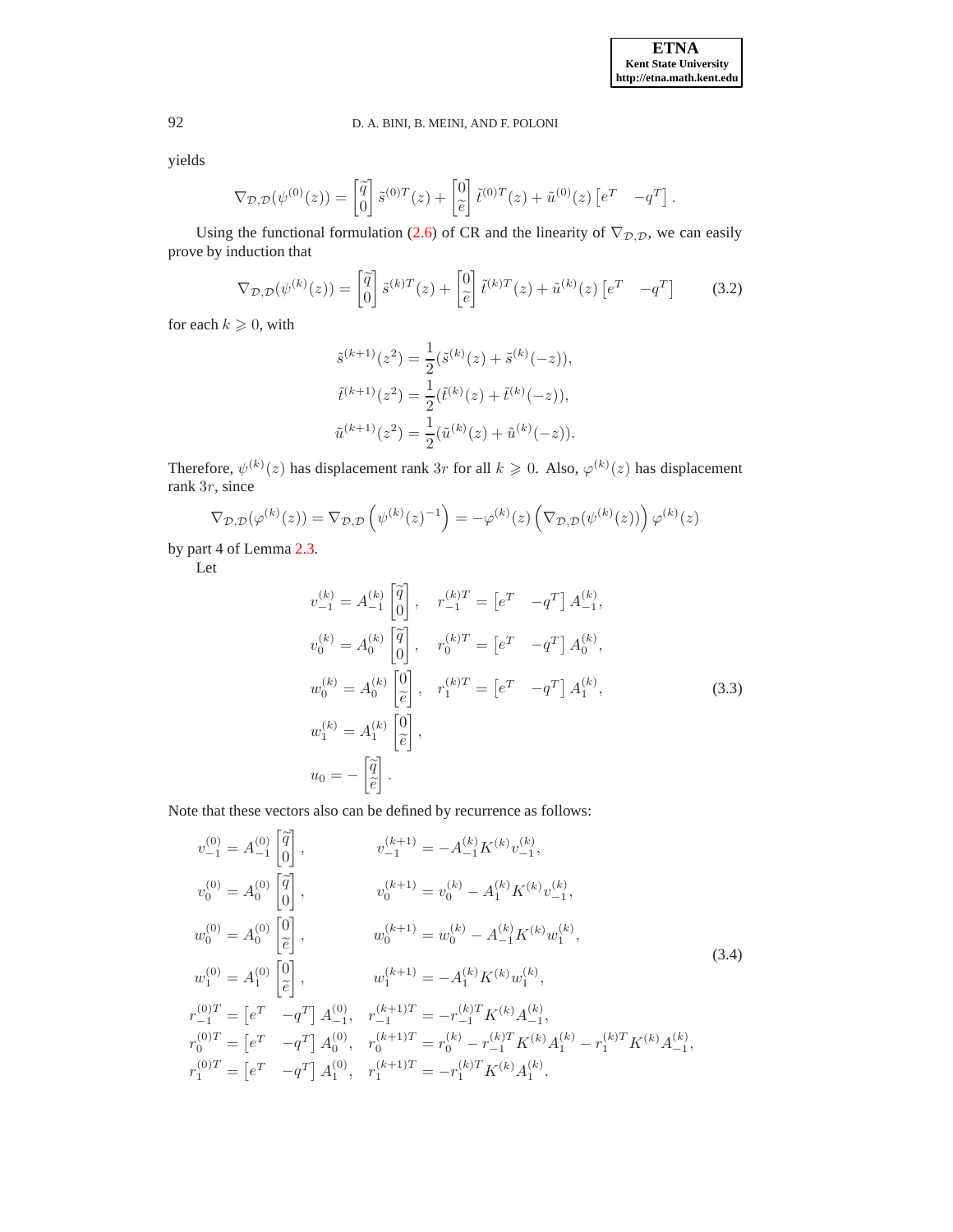yields

$$\nabla_{\mathcal{D},\mathcal{D}}(\psi^{(0)}(z)) = \begin{bmatrix} \widetilde{q} \\ 0 \end{bmatrix} \tilde{s}^{(0)T}(z) + \begin{bmatrix} 0 \\ \widetilde{e} \end{bmatrix} \tilde{t}^{(0)T}(z) + \tilde{u}^{(0)}(z) \begin{bmatrix} e^T & -q^T \end{bmatrix}.$$

Using the functional formulation (2.6) of CR and the linearity of $\nabla_{\mathcal{D},\mathcal{D}}$, we can easily prove by induction that

$$\nabla_{\mathcal{D},\mathcal{D}}(\psi^{(k)}(z)) = \begin{bmatrix} \widetilde{q} \\ 0 \end{bmatrix} \tilde{s}^{(k)T}(z) + \begin{bmatrix} 0 \\ \widetilde{e} \end{bmatrix} \tilde{t}^{(k)T}(z) + \tilde{u}^{(k)}(z) \begin{bmatrix} e^T & -q^T \end{bmatrix} \tag{3.2}$$

for each $k \geqslant 0$, with

$$\begin{aligned}
\tilde{s}^{(k+1)}(z^2) &= \frac{1}{2}(\tilde{s}^{(k)}(z) + \tilde{s}^{(k)}(-z)), \\
\tilde{t}^{(k+1)}(z^2) &= \frac{1}{2}(\tilde{t}^{(k)}(z) + \tilde{t}^{(k)}(-z)), \\
\tilde{u}^{(k+1)}(z^2) &= \frac{1}{2}(\tilde{u}^{(k)}(z) + \tilde{u}^{(k)}(-z)).
\end{aligned}$$

Therefore, $\psi^{(k)}(z)$ has displacement rank $3r$ for all $k \geqslant 0$. Also, $\varphi^{(k)}(z)$ has displacement rank $3r$, since

$$\nabla_{\mathcal{D},\mathcal{D}}(\varphi^{(k)}(z)) = \nabla_{\mathcal{D},\mathcal{D}}\left(\psi^{(k)}(z)^{-1}\right) = -\varphi^{(k)}(z)\left(\nabla_{\mathcal{D},\mathcal{D}}(\psi^{(k)}(z))\right)\varphi^{(k)}(z)$$

by part 4 of Lemma 2.3.

Let

$$\begin{aligned}
v_{-1}^{(k)} &= A_{-1}^{(k)} \begin{bmatrix} \widetilde{q} \\ 0 \end{bmatrix}, \quad & r_{-1}^{(k)T} &= \begin{bmatrix} e^T & -q^T \end{bmatrix} A_{-1}^{(k)}, \\
v_{0}^{(k)} &= A_{0}^{(k)} \begin{bmatrix} \widetilde{q} \\ 0 \end{bmatrix}, \quad & r_{0}^{(k)T} &= \begin{bmatrix} e^T & -q^T \end{bmatrix} A_{0}^{(k)}, \\
w_{0}^{(k)} &= A_{0}^{(k)} \begin{bmatrix} 0 \\ \widetilde{e} \end{bmatrix}, \quad & r_{1}^{(k)T} &= \begin{bmatrix} e^T & -q^T \end{bmatrix} A_{1}^{(k)}, \\
w_{1}^{(k)} &= A_{1}^{(k)} \begin{bmatrix} 0 \\ \widetilde{e} \end{bmatrix}, & & \\
u_0 &= -\begin{bmatrix} \widetilde{q} \\ \widetilde{e} \end{bmatrix}. & &
\end{aligned} \tag{3.3}$$

Note that these vectors also can be defined by recurrence as follows:

$$\begin{aligned}
v_{-1}^{(0)} &= A_{-1}^{(0)} \begin{bmatrix} \widetilde{q} \\ 0 \end{bmatrix}, & v_{-1}^{(k+1)} &= -A_{-1}^{(k)} K^{(k)} v_{-1}^{(k)}, \\
v_{0}^{(0)} &= A_{0}^{(0)} \begin{bmatrix} \widetilde{q} \\ 0 \end{bmatrix}, & v_{0}^{(k+1)} &= v_{0}^{(k)} - A_{1}^{(k)} K^{(k)} v_{-1}^{(k)}, \\
w_{0}^{(0)} &= A_{0}^{(0)} \begin{bmatrix} 0 \\ \widetilde{e} \end{bmatrix}, & w_{0}^{(k+1)} &= w_{0}^{(k)} - A_{-1}^{(k)} K^{(k)} w_{1}^{(k)}, \\
w_{1}^{(0)} &= A_{1}^{(0)} \begin{bmatrix} 0 \\ \widetilde{e} \end{bmatrix}, & w_{1}^{(k+1)} &= -A_{1}^{(k)} K^{(k)} w_{1}^{(k)}, \\
r_{-1}^{(0)T} &= \begin{bmatrix} e^T & -q^T \end{bmatrix} A_{-1}^{(0)}, & r_{-1}^{(k+1)T} &= -r_{-1}^{(k)T} K^{(k)} A_{-1}^{(k)}, \\
r_{0}^{(0)T} &= \begin{bmatrix} e^T & -q^T \end{bmatrix} A_{0}^{(0)}, & r_{0}^{(k+1)T} &= r_{0}^{(k)} - r_{-1}^{(k)T} K^{(k)} A_{1}^{(k)} - r_{1}^{(k)T} K^{(k)} A_{-1}^{(k)}, \\
r_{1}^{(0)T} &= \begin{bmatrix} e^T & -q^T \end{bmatrix} A_{1}^{(0)}, & r_{1}^{(k+1)T} &= -r_{1}^{(k)T} K^{(k)} A_{1}^{(k)}.
\end{aligned} \tag{3.4}$$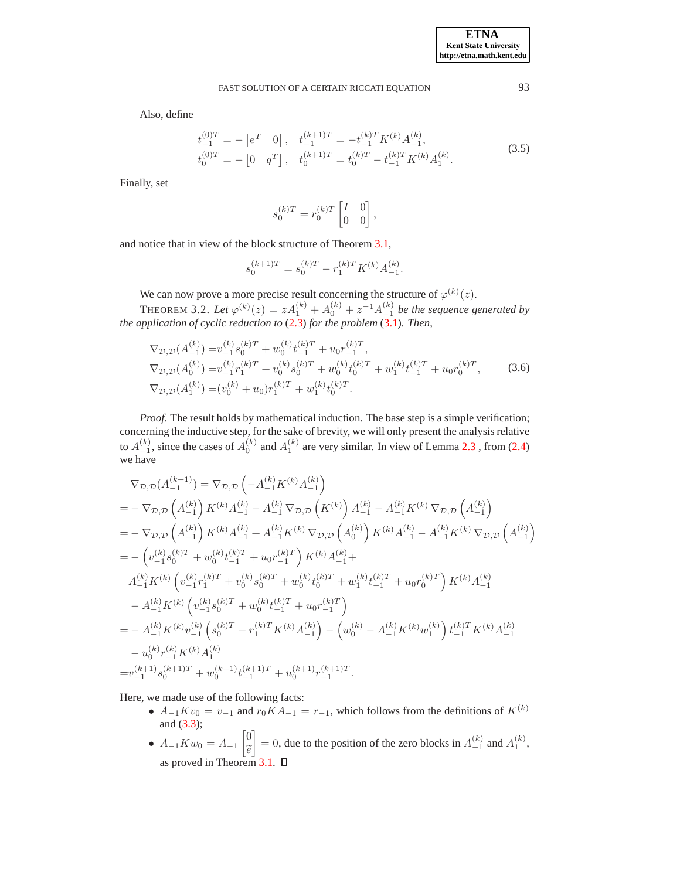Also, define

$$
\begin{aligned}
t_{-1}^{(0)T} &= -\begin{bmatrix} e^T & 0 \end{bmatrix}, \quad t_{-1}^{(k+1)T} = -t_{-1}^{(k)T} K^{(k)} A_{-1}^{(k)}, \\
t_{0}^{(0)T} &= -\begin{bmatrix} 0 & q^T \end{bmatrix}, \quad t_{0}^{(k+1)T} = t_{0}^{(k)T} - t_{-1}^{(k)T} K^{(k)} A_{1}^{(k)}.
\end{aligned}
\tag{3.5}
$$

Finally, set

$$
s_0^{(k)T} = r_0^{(k)T} \begin{bmatrix} I & 0 \\ 0 & 0 \end{bmatrix},
$$

and notice that in view of the block structure of Theorem 3.1,

$$
s_0^{(k+1)T} = s_0^{(k)T} - r_1^{(k)T} K^{(k)} A_{-1}^{(k)}.
$$

We can now prove a more precise result concerning the structure of $\varphi^{(k)}(z)$.

THEOREM 3.2. *Let $\varphi^{(k)}(z) = zA_1^{(k)} + A_0^{(k)} + z^{-1}A_{-1}^{(k)}$ be the sequence generated by the application of cyclic reduction to (2.3) for the problem (3.1). Then,*

$$
\begin{aligned}
\nabla_{\mathcal{D},\mathcal{D}}(A_{-1}^{(k)}) &= v_{-1}^{(k)} s_0^{(k)T} + w_0^{(k)} t_{-1}^{(k)T} + u_0 r_{-1}^{(k)T}, \\
\nabla_{\mathcal{D},\mathcal{D}}(A_{0}^{(k)}) &= v_{-1}^{(k)} r_1^{(k)T} + v_0^{(k)} s_0^{(k)T} + w_0^{(k)} t_0^{(k)T} + w_1^{(k)} t_{-1}^{(k)T} + u_0 r_0^{(k)T}, \\
\nabla_{\mathcal{D},\mathcal{D}}(A_{1}^{(k)}) &= (v_0^{(k)} + u_0) r_1^{(k)T} + w_1^{(k)} t_0^{(k)T}.
\end{aligned}
\tag{3.6}
$$

*Proof.* The result holds by mathematical induction. The base step is a simple verification; concerning the inductive step, for the sake of brevity, we will only present the analysis relative to $A_{-1}^{(k)}$, since the cases of $A_0^{(k)}$ and $A_1^{(k)}$ are very similar. In view of Lemma 2.3 , from (2.4) we have

$$
\begin{aligned}
&\nabla_{\mathcal{D},\mathcal{D}}(A_{-1}^{(k+1)}) = \nabla_{\mathcal{D},\mathcal{D}}\left(-A_{-1}^{(k)} K^{(k)} A_{-1}^{(k)}\right) \\
&= -\nabla_{\mathcal{D},\mathcal{D}}\left(A_{-1}^{(k)}\right) K^{(k)} A_{-1}^{(k)} - A_{-1}^{(k)} \nabla_{\mathcal{D},\mathcal{D}}\left(K^{(k)}\right) A_{-1}^{(k)} - A_{-1}^{(k)} K^{(k)} \nabla_{\mathcal{D},\mathcal{D}}\left(A_{-1}^{(k)}\right) \\
&= -\nabla_{\mathcal{D},\mathcal{D}}\left(A_{-1}^{(k)}\right) K^{(k)} A_{-1}^{(k)} + A_{-1}^{(k)} K^{(k)} \nabla_{\mathcal{D},\mathcal{D}}\left(A_{0}^{(k)}\right) K^{(k)} A_{-1}^{(k)} - A_{-1}^{(k)} K^{(k)} \nabla_{\mathcal{D},\mathcal{D}}\left(A_{-1}^{(k)}\right) \\
&= -\left(v_{-1}^{(k)} s_0^{(k)T} + w_0^{(k)} t_{-1}^{(k)T} + u_0 r_{-1}^{(k)T}\right) K^{(k)} A_{-1}^{(k)} + \\
&\quad A_{-1}^{(k)} K^{(k)} \left(v_{-1}^{(k)} r_1^{(k)T} + v_0^{(k)} s_0^{(k)T} + w_0^{(k)} t_0^{(k)T} + w_1^{(k)} t_{-1}^{(k)T} + u_0 r_0^{(k)T}\right) K^{(k)} A_{-1}^{(k)} \\
&\quad - A_{-1}^{(k)} K^{(k)} \left(v_{-1}^{(k)} s_0^{(k)T} + w_0^{(k)} t_{-1}^{(k)T} + u_0 r_{-1}^{(k)T}\right) \\
&= -A_{-1}^{(k)} K^{(k)} v_{-1}^{(k)} \left(s_0^{(k)T} - r_1^{(k)T} K^{(k)} A_{-1}^{(k)}\right) - \left(w_0^{(k)} - A_{-1}^{(k)} K^{(k)} w_1^{(k)}\right) t_{-1}^{(k)T} K^{(k)} A_{-1}^{(k)} \\
&\quad - u_0^{(k)} r_{-1}^{(k)} K^{(k)} A_1^{(k)} \\
&= v_{-1}^{(k+1)} s_0^{(k+1)T} + w_0^{(k+1)} t_{-1}^{(k+1)T} + u_0^{(k+1)} r_{-1}^{(k+1)T}.
\end{aligned}
$$

Here, we made use of the following facts:

- $A_{-1} K v_0 = v_{-1}$ and $r_0 K A_{-1} = r_{-1}$, which follows from the definitions of $K^{(k)}$ and (3.3);
- $A_{-1} K w_0 = A_{-1} \begin{bmatrix} 0 \\ \tilde{e} \end{bmatrix} = 0$, due to the position of the zero blocks in $A_{-1}^{(k)}$ and $A_1^{(k)}$, as proved in Theorem 3.1. ☐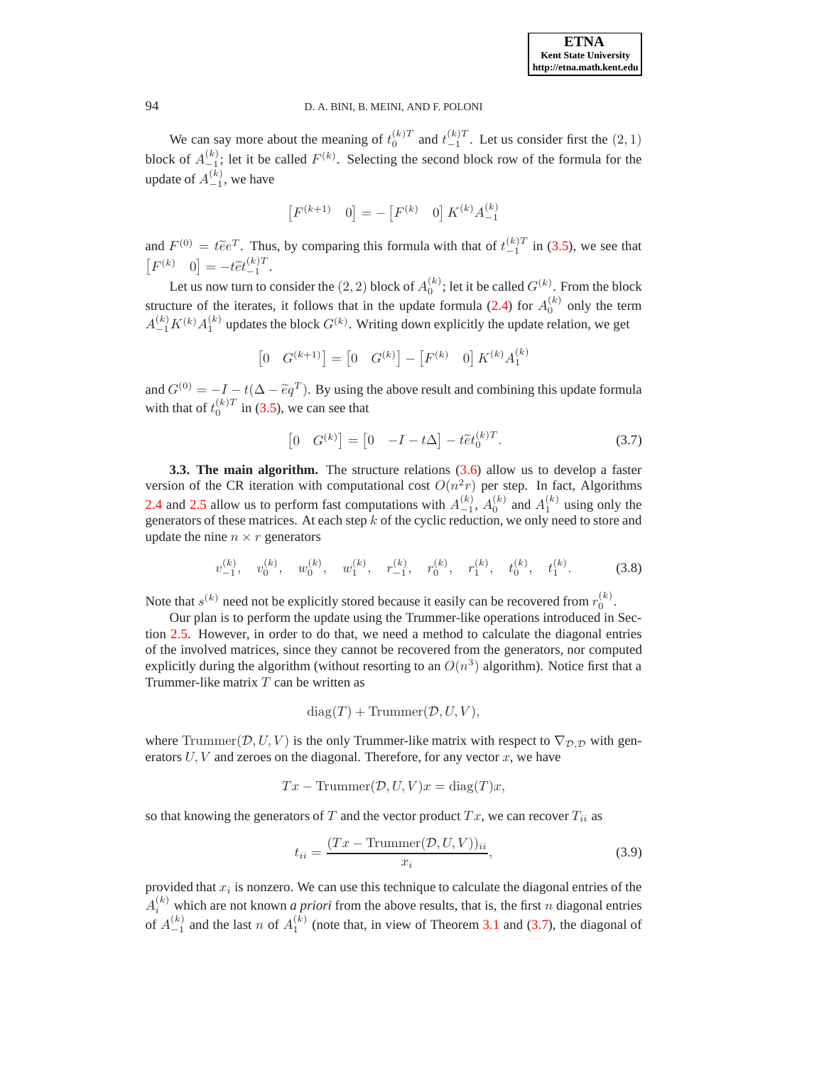We can say more about the meaning of $t_0^{(k)T}$ and $t_{-1}^{(k)T}$. Let us consider first the $(2,1)$ block of $A_{-1}^{(k)}$; let it be called $F^{(k)}$. Selecting the second block row of the formula for the update of $A_{-1}^{(k)}$, we have

$$\begin{bmatrix} F^{(k+1)} & 0 \end{bmatrix} = -\begin{bmatrix} F^{(k)} & 0 \end{bmatrix} K^{(k)} A_{-1}^{(k)}$$

and $F^{(0)} = t\widetilde{e}e^T$. Thus, by comparing this formula with that of $t_{-1}^{(k)T}$ in (3.5), we see that $\begin{bmatrix} F^{(k)} & 0 \end{bmatrix} = -t\widetilde{e}t_{-1}^{(k)T}$.

Let us now turn to consider the $(2,2)$ block of $A_0^{(k)}$; let it be called $G^{(k)}$. From the block structure of the iterates, it follows that in the update formula (2.4) for $A_0^{(k)}$ only the term $A_{-1}^{(k)}K^{(k)}A_1^{(k)}$ updates the block $G^{(k)}$. Writing down explicitly the update relation, we get

$$\begin{bmatrix} 0 & G^{(k+1)} \end{bmatrix} = \begin{bmatrix} 0 & G^{(k)} \end{bmatrix} - \begin{bmatrix} F^{(k)} & 0 \end{bmatrix} K^{(k)} A_1^{(k)}$$

and $G^{(0)} = -I - t(\Delta - \widetilde{e}q^T)$. By using the above result and combining this update formula with that of $t_0^{(k)T}$ in (3.5), we can see that

$$\begin{bmatrix} 0 & G^{(k)} \end{bmatrix} = \begin{bmatrix} 0 & -I - t\Delta \end{bmatrix} - t\widetilde{e}t_0^{(k)T}. \tag{3.7}$$

**3.3. The main algorithm.** The structure relations (3.6) allow us to develop a faster version of the CR iteration with computational cost $O(n^2 r)$ per step. In fact, Algorithms 2.4 and 2.5 allow us to perform fast computations with $A_{-1}^{(k)}$, $A_0^{(k)}$ and $A_1^{(k)}$ using only the generators of these matrices. At each step $k$ of the cyclic reduction, we only need to store and update the nine $n \times r$ generators

$$v_{-1}^{(k)}, \quad v_0^{(k)}, \quad w_0^{(k)}, \quad w_1^{(k)}, \quad r_{-1}^{(k)}, \quad r_0^{(k)}, \quad r_1^{(k)}, \quad t_0^{(k)}, \quad t_1^{(k)}. \tag{3.8}$$

Note that $s^{(k)}$ need not be explicitly stored because it easily can be recovered from $r_0^{(k)}$.

Our plan is to perform the update using the Trummer-like operations introduced in Section 2.5. However, in order to do that, we need a method to calculate the diagonal entries of the involved matrices, since they cannot be recovered from the generators, nor computed explicitly during the algorithm (without resorting to an $O(n^3)$ algorithm). Notice first that a Trummer-like matrix $T$ can be written as

$$\operatorname{diag}(T) + \operatorname{Trummer}(\mathcal{D}, U, V),$$

where $\operatorname{Trummer}(\mathcal{D}, U, V)$ is the only Trummer-like matrix with respect to $\nabla_{\mathcal{D},\mathcal{D}}$ with generators $U, V$ and zeroes on the diagonal. Therefore, for any vector $x$, we have

$$Tx - \operatorname{Trummer}(\mathcal{D}, U, V)x = \operatorname{diag}(T)x,$$

so that knowing the generators of $T$ and the vector product $Tx$, we can recover $T_{ii}$ as

$$t_{ii} = \frac{(Tx - \operatorname{Trummer}(\mathcal{D}, U, V))_{ii}}{x_i}, \tag{3.9}$$

provided that $x_i$ is nonzero. We can use this technique to calculate the diagonal entries of the $A_i^{(k)}$ which are not known *a priori* from the above results, that is, the first $n$ diagonal entries of $A_{-1}^{(k)}$ and the last $n$ of $A_1^{(k)}$ (note that, in view of Theorem 3.1 and (3.7), the diagonal of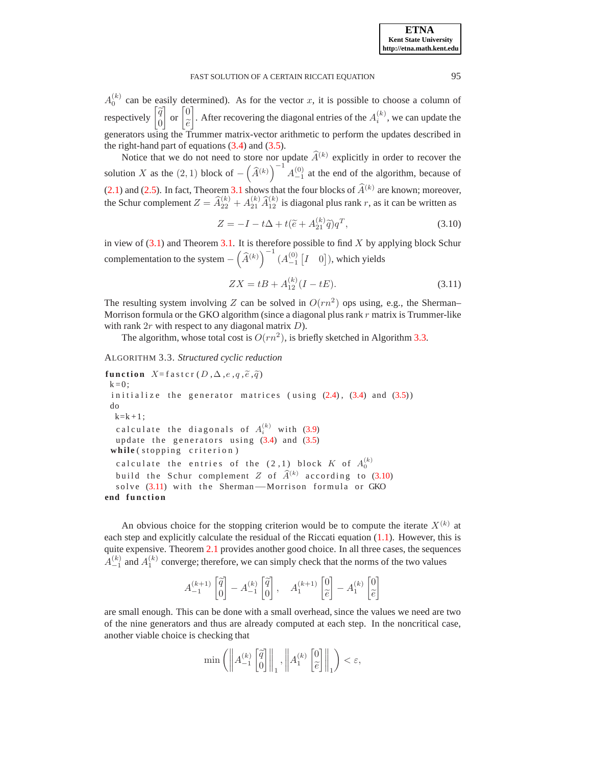$A_0^{(k)}$ can be easily determined). As for the vector $x$, it is possible to choose a column of respectively $\begin{bmatrix}\widetilde{q}\\0\end{bmatrix}$ or $\begin{bmatrix}0\\\widetilde{e}\end{bmatrix}$. After recovering the diagonal entries of the $A_i^{(k)}$, we can update the generators using the Trummer matrix-vector arithmetic to perform the updates described in the right-hand part of equations (3.4) and (3.5).

Notice that we do not need to store nor update $\widehat{A}^{(k)}$ explicitly in order to recover the solution $X$ as the $(2,1)$ block of $-\left(\widehat{A}^{(k)}\right)^{-1} A_{-1}^{(0)}$ at the end of the algorithm, because of (2.1) and (2.5). In fact, Theorem 3.1 shows that the four blocks of $\widehat{A}^{(k)}$ are known; moreover, the Schur complement $Z = \widehat{A}_{22}^{(k)} + A_{21}^{(k)}\widehat{A}_{12}^{(k)}$ is diagonal plus rank $r$, as it can be written as

$$Z = -I - t\Delta + t(\widetilde{e} + A_{21}^{(k)}\widetilde{q})q^T, \tag{3.10}$$

in view of (3.1) and Theorem 3.1. It is therefore possible to find $X$ by applying block Schur complementation to the system $-\left(\widehat{A}^{(k)}\right)^{-1}(A_{-1}^{(0)}\begin{bmatrix}I & 0\end{bmatrix})$, which yields

$$ZX = tB + A_{12}^{(k)}(I - tE). \tag{3.11}$$

The resulting system involving $Z$ can be solved in $O(rn^2)$ ops using, e.g., the Sherman–Morrison formula or the GKO algorithm (since a diagonal plus rank $r$ matrix is Trummer-like with rank $2r$ with respect to any diagonal matrix $D$).

The algorithm, whose total cost is $O(rn^2)$, is briefly sketched in Algorithm 3.3.

ALGORITHM 3.3. *Structured cyclic reduction*

```
function X=fastcr(D,Δ,e,q,ẽ,q̃)
 k=0;
 initialize the generator matrices (using (2.4), (3.4) and (3.5))
 do
  k=k+1;
  calculate the diagonals of A_i^(k) with (3.9)
  update the generators using (3.4) and (3.5)
 while(stopping criterion)
  calculate the entries of the (2,1) block K of A_0^(k)
  build the Schur complement Z of Â^(k) according to (3.10)
  solve (3.11) with the Sherman—Morrison formula or GKO
end function
```

An obvious choice for the stopping criterion would be to compute the iterate $X^{(k)}$ at each step and explicitly calculate the residual of the Riccati equation (1.1). However, this is quite expensive. Theorem 2.1 provides another good choice. In all three cases, the sequences $A_{-1}^{(k)}$ and $A_1^{(k)}$ converge; therefore, we can simply check that the norms of the two values

$$A_{-1}^{(k+1)}\begin{bmatrix}\widetilde{q}\\0\end{bmatrix} - A_{-1}^{(k)}\begin{bmatrix}\widetilde{q}\\0\end{bmatrix}, \quad A_1^{(k+1)}\begin{bmatrix}0\\\widetilde{e}\end{bmatrix} - A_1^{(k)}\begin{bmatrix}0\\\widetilde{e}\end{bmatrix}$$

are small enough. This can be done with a small overhead, since the values we need are two of the nine generators and thus are already computed at each step. In the noncritical case, another viable choice is checking that

$$\min\left(\left\|A_{-1}^{(k)}\begin{bmatrix}\widetilde{q}\\0\end{bmatrix}\right\|_1, \left\|A_1^{(k)}\begin{bmatrix}0\\\widetilde{e}\end{bmatrix}\right\|_1\right) < \varepsilon,$$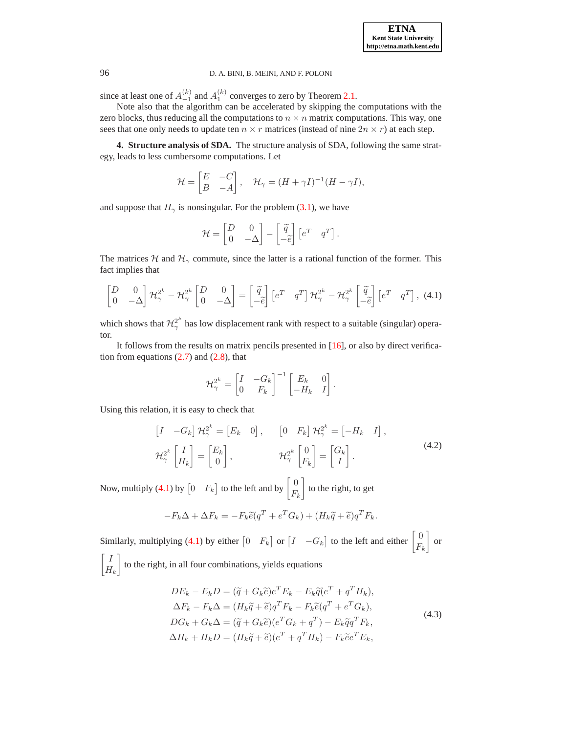since at least one of $A_{-1}^{(k)}$ and $A_1^{(k)}$ converges to zero by Theorem 2.1.

Note also that the algorithm can be accelerated by skipping the computations with the zero blocks, thus reducing all the computations to $n \times n$ matrix computations. This way, one sees that one only needs to update ten $n \times r$ matrices (instead of nine $2n \times r$) at each step.

**4. Structure analysis of SDA.** The structure analysis of SDA, following the same strategy, leads to less cumbersome computations. Let

$$\mathcal{H} = \begin{bmatrix} E & -C \\ B & -A \end{bmatrix}, \quad \mathcal{H}_\gamma = (H + \gamma I)^{-1}(H - \gamma I),$$

and suppose that $H_\gamma$ is nonsingular. For the problem (3.1), we have

$$\mathcal{H} = \begin{bmatrix} D & 0 \\ 0 & -\Delta \end{bmatrix} - \begin{bmatrix} \widetilde{q} \\ -\widetilde{e} \end{bmatrix} \begin{bmatrix} e^T & q^T \end{bmatrix}.$$

The matrices $\mathcal{H}$ and $\mathcal{H}_\gamma$ commute, since the latter is a rational function of the former. This fact implies that

$$\begin{bmatrix} D & 0 \\ 0 & -\Delta \end{bmatrix} \mathcal{H}_\gamma^{2^k} - \mathcal{H}_\gamma^{2^k} \begin{bmatrix} D & 0 \\ 0 & -\Delta \end{bmatrix} = \begin{bmatrix} \widetilde{q} \\ -\widetilde{e} \end{bmatrix} \begin{bmatrix} e^T & q^T \end{bmatrix} \mathcal{H}_\gamma^{2^k} - \mathcal{H}_\gamma^{2^k} \begin{bmatrix} \widetilde{q} \\ -\widetilde{e} \end{bmatrix} \begin{bmatrix} e^T & q^T \end{bmatrix}, \tag{4.1}$$

which shows that $\mathcal{H}_\gamma^{2^k}$ has low displacement rank with respect to a suitable (singular) operator.

It follows from the results on matrix pencils presented in [16], or also by direct verification from equations (2.7) and (2.8), that

$$\mathcal{H}_\gamma^{2^k} = \begin{bmatrix} I & -G_k \\ 0 & F_k \end{bmatrix}^{-1} \begin{bmatrix} E_k & 0 \\ -H_k & I \end{bmatrix}.$$

Using this relation, it is easy to check that

$$\begin{aligned} &\begin{bmatrix} I & -G_k \end{bmatrix} \mathcal{H}_\gamma^{2^k} = \begin{bmatrix} E_k & 0 \end{bmatrix}, \qquad &&\begin{bmatrix} 0 & F_k \end{bmatrix} \mathcal{H}_\gamma^{2^k} = \begin{bmatrix} -H_k & I \end{bmatrix}, \\ &\mathcal{H}_\gamma^{2^k} \begin{bmatrix} I \\ H_k \end{bmatrix} = \begin{bmatrix} E_k \\ 0 \end{bmatrix}, &&\mathcal{H}_\gamma^{2^k} \begin{bmatrix} 0 \\ F_k \end{bmatrix} = \begin{bmatrix} G_k \\ I \end{bmatrix}. \end{aligned} \tag{4.2}$$

Now, multiply (4.1) by $\begin{bmatrix} 0 & F_k \end{bmatrix}$ to the left and by $\begin{bmatrix} 0 \\ F_k \end{bmatrix}$ to the right, to get

$$-F_k \Delta + \Delta F_k = -F_k \widetilde{e}(q^T + e^T G_k) + (H_k \widetilde{q} + \widetilde{e}) q^T F_k.$$

Similarly, multiplying (4.1) by either $\begin{bmatrix} 0 & F_k \end{bmatrix}$ or $\begin{bmatrix} I & -G_k \end{bmatrix}$ to the left and either $\begin{bmatrix} 0 \\ F_k \end{bmatrix}$ or $\begin{bmatrix} I \\ H_k \end{bmatrix}$ to the right, in all four combinations, yields equations

$$\begin{aligned} DE_k - E_k D &= (\widetilde{q} + G_k \widetilde{e}) e^T E_k - E_k \widetilde{q}(e^T + q^T H_k), \\ \Delta F_k - F_k \Delta &= (H_k \widetilde{q} + \widetilde{e}) q^T F_k - F_k \widetilde{e}(q^T + e^T G_k), \\ DG_k + G_k \Delta &= (\widetilde{q} + G_k \widetilde{e})(e^T G_k + q^T) - E_k \widetilde{q} q^T F_k, \\ \Delta H_k + H_k D &= (H_k \widetilde{q} + \widetilde{e})(e^T + q^T H_k) - F_k \widetilde{e} e^T E_k, \end{aligned} \tag{4.3}$$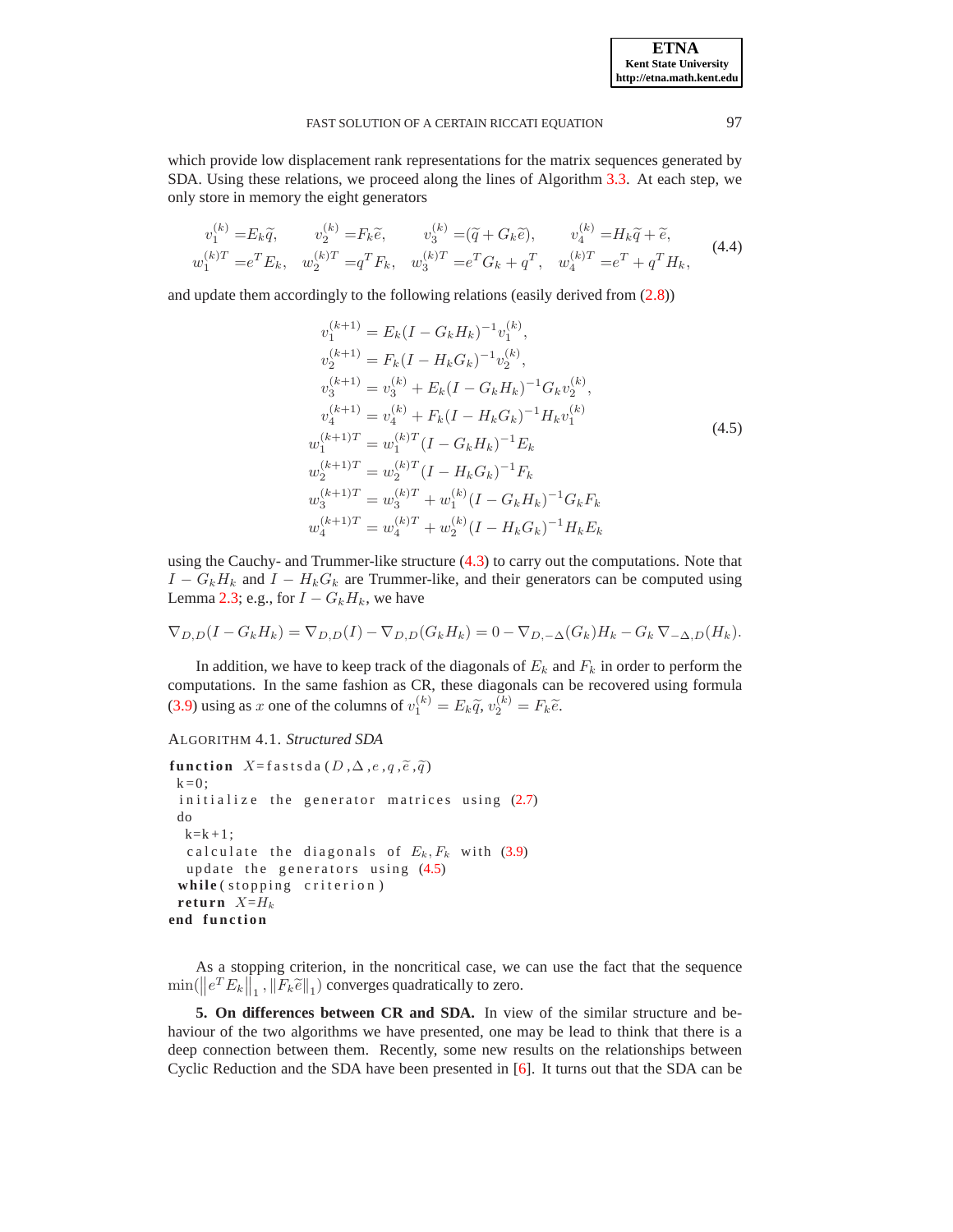which provide low displacement rank representations for the matrix sequences generated by SDA. Using these relations, we proceed along the lines of Algorithm 3.3. At each step, we only store in memory the eight generators

$$
\begin{aligned}
v_1^{(k)} &= E_k\widetilde{q}, \qquad & v_2^{(k)} &= F_k\widetilde{e}, \qquad & v_3^{(k)} &= (\widetilde{q} + G_k\widetilde{e}), \qquad & v_4^{(k)} &= H_k\widetilde{q} + \widetilde{e}, \\
w_1^{(k)T} &= e^T E_k, \qquad & w_2^{(k)T} &= q^T F_k, \qquad & w_3^{(k)T} &= e^T G_k + q^T, \qquad & w_4^{(k)T} &= e^T + q^T H_k,
\end{aligned} \tag{4.4}
$$

and update them accordingly to the following relations (easily derived from (2.8))

$$
\begin{aligned}
v_1^{(k+1)} &= E_k(I - G_kH_k)^{-1}v_1^{(k)}, \\
v_2^{(k+1)} &= F_k(I - H_kG_k)^{-1}v_2^{(k)}, \\
v_3^{(k+1)} &= v_3^{(k)} + E_k(I - G_kH_k)^{-1}G_kv_2^{(k)}, \\
v_4^{(k+1)} &= v_4^{(k)} + F_k(I - H_kG_k)^{-1}H_kv_1^{(k)} \\
w_1^{(k+1)T} &= w_1^{(k)T}(I - G_kH_k)^{-1}E_k \\
w_2^{(k+1)T} &= w_2^{(k)T}(I - H_kG_k)^{-1}F_k \\
w_3^{(k+1)T} &= w_3^{(k)T} + w_1^{(k)}(I - G_kH_k)^{-1}G_kF_k \\
w_4^{(k+1)T} &= w_4^{(k)T} + w_2^{(k)}(I - H_kG_k)^{-1}H_kE_k
\end{aligned} \tag{4.5}
$$

using the Cauchy- and Trummer-like structure (4.3) to carry out the computations. Note that $I - G_kH_k$ and $I - H_kG_k$ are Trummer-like, and their generators can be computed using Lemma 2.3; e.g., for $I - G_kH_k$, we have

$$
\nabla_{D,D}(I - G_kH_k) = \nabla_{D,D}(I) - \nabla_{D,D}(G_kH_k) = 0 - \nabla_{D,-\Delta}(G_k)H_k - G_k\nabla_{-\Delta,D}(H_k).
$$

In addition, we have to keep track of the diagonals of $E_k$ and $F_k$ in order to perform the computations. In the same fashion as CR, these diagonals can be recovered using formula (3.9) using as $x$ one of the columns of $v_1^{(k)} = E_k\widetilde{q}$, $v_2^{(k)} = F_k\widetilde{e}$.

ALGORITHM 4.1. *Structured SDA*

```
function X=fastsda(D,Δ,e,q,ẽ,q̃)
 k=0;
 initialize the generator matrices using (2.7)
 do
  k=k+1;
  calculate the diagonals of E_k, F_k with (3.9)
  update the generators using (4.5)
 while(stopping criterion)
 return X=H_k
end function
```

As a stopping criterion, in the noncritical case, we can use the fact that the sequence $\min(\left\|e^TE_k\right\|_1, \|F_k\widetilde{e}\|_1)$ converges quadratically to zero.

**5. On differences between CR and SDA.** In view of the similar structure and behaviour of the two algorithms we have presented, one may be lead to think that there is a deep connection between them. Recently, some new results on the relationships between Cyclic Reduction and the SDA have been presented in [6]. It turns out that the SDA can be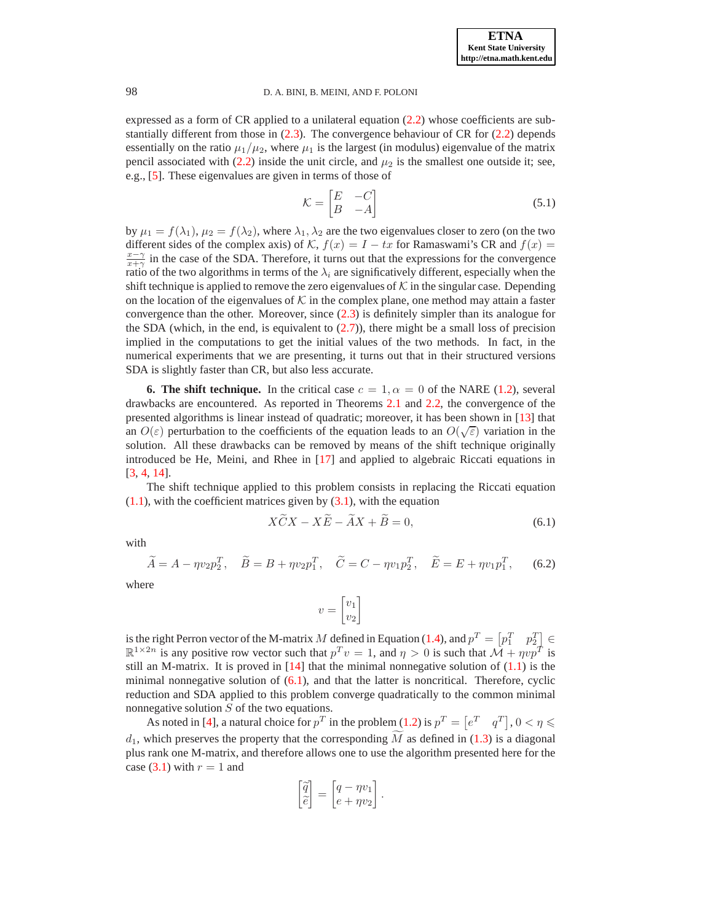expressed as a form of CR applied to a unilateral equation (2.2) whose coefficients are substantially different from those in (2.3). The convergence behaviour of CR for (2.2) depends essentially on the ratio $\mu_1/\mu_2$, where $\mu_1$ is the largest (in modulus) eigenvalue of the matrix pencil associated with (2.2) inside the unit circle, and $\mu_2$ is the smallest one outside it; see, e.g., [5]. These eigenvalues are given in terms of those of

$$\mathcal{K} = \begin{bmatrix} E & -C \\ B & -A \end{bmatrix} \tag{5.1}$$

by $\mu_1 = f(\lambda_1)$, $\mu_2 = f(\lambda_2)$, where $\lambda_1, \lambda_2$ are the two eigenvalues closer to zero (on the two different sides of the complex axis) of $\mathcal{K}$, $f(x) = I - tx$ for Ramaswami's CR and $f(x) = \frac{x-\gamma}{x+\gamma}$ in the case of the SDA. Therefore, it turns out that the expressions for the convergence ratio of the two algorithms in terms of the $\lambda_i$ are significatively different, especially when the shift technique is applied to remove the zero eigenvalues of $\mathcal{K}$ in the singular case. Depending on the location of the eigenvalues of $\mathcal{K}$ in the complex plane, one method may attain a faster convergence than the other. Moreover, since (2.3) is definitely simpler than its analogue for the SDA (which, in the end, is equivalent to (2.7)), there might be a small loss of precision implied in the computations to get the initial values of the two methods. In fact, in the numerical experiments that we are presenting, it turns out that in their structured versions SDA is slightly faster than CR, but also less accurate.

**6. The shift technique.** In the critical case $c = 1, \alpha = 0$ of the NARE (1.2), several drawbacks are encountered. As reported in Theorems 2.1 and 2.2, the convergence of the presented algorithms is linear instead of quadratic; moreover, it has been shown in [13] that an $O(\varepsilon)$ perturbation to the coefficients of the equation leads to an $O(\sqrt{\varepsilon})$ variation in the solution. All these drawbacks can be removed by means of the shift technique originally introduced be He, Meini, and Rhee in [17] and applied to algebraic Riccati equations in [3, 4, 14].

The shift technique applied to this problem consists in replacing the Riccati equation (1.1), with the coefficient matrices given by (3.1), with the equation

$$X\widetilde{C}X - X\widetilde{E} - \widetilde{A}X + \widetilde{B} = 0, \tag{6.1}$$

with

$$\widetilde{A} = A - \eta v_2 p_2^T, \quad \widetilde{B} = B + \eta v_2 p_1^T, \quad \widetilde{C} = C - \eta v_1 p_2^T, \quad \widetilde{E} = E + \eta v_1 p_1^T, \tag{6.2}$$

where

$$v = \begin{bmatrix} v_1 \\ v_2 \end{bmatrix}$$

is the right Perron vector of the M-matrix $M$ defined in Equation (1.4), and $p^T = \begin{bmatrix} p_1^T & p_2^T \end{bmatrix} \in \mathbb{R}^{1\times 2n}$ is any positive row vector such that $p^T v = 1$, and $\eta > 0$ is such that $\mathcal{M} + \eta v p^T$ is still an M-matrix. It is proved in [14] that the minimal nonnegative solution of (1.1) is the minimal nonnegative solution of (6.1), and that the latter is noncritical. Therefore, cyclic reduction and SDA applied to this problem converge quadratically to the common minimal nonnegative solution $S$ of the two equations.

As noted in [4], a natural choice for $p^T$ in the problem (1.2) is $p^T = \begin{bmatrix} e^T & q^T \end{bmatrix}$, $0 < \eta \leqslant d_1$, which preserves the property that the corresponding $\widetilde{M}$ as defined in (1.3) is a diagonal plus rank one M-matrix, and therefore allows one to use the algorithm presented here for the case (3.1) with $r = 1$ and

$$\begin{bmatrix} \widetilde{q} \\ \widetilde{e} \end{bmatrix} = \begin{bmatrix} q - \eta v_1 \\ e + \eta v_2 \end{bmatrix}.$$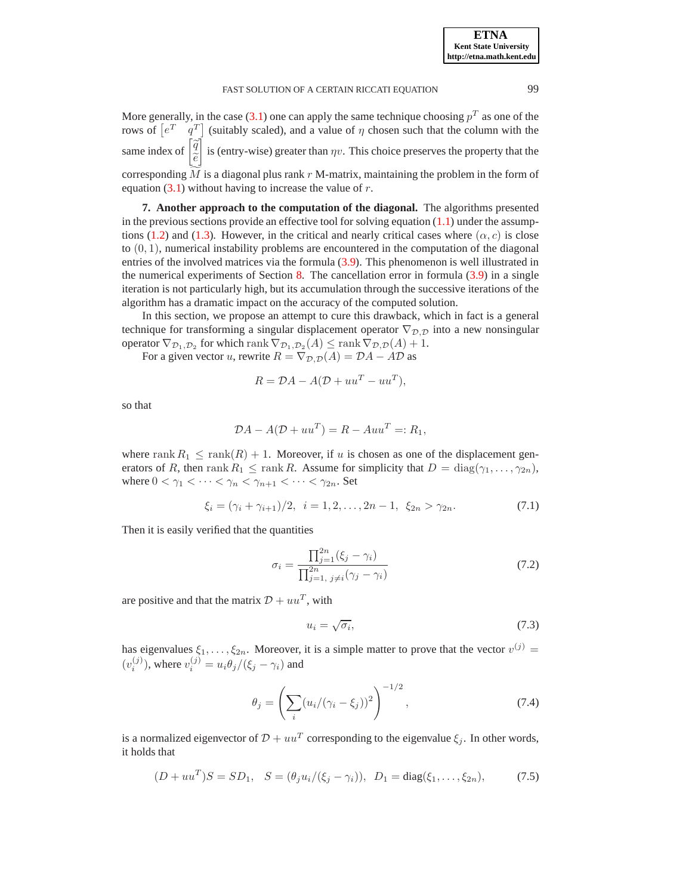More generally, in the case (3.1) one can apply the same technique choosing $p^T$ as one of the rows of $\begin{bmatrix} e^T & q^T \end{bmatrix}$ (suitably scaled), and a value of $\eta$ chosen such that the column with the same index of $\begin{bmatrix} \widetilde{q} \\ \widetilde{e} \end{bmatrix}$ is (entry-wise) greater than $\eta v$. This choice preserves the property that the corresponding $\widetilde{M}$ is a diagonal plus rank $r$ M-matrix, maintaining the problem in the form of equation (3.1) without having to increase the value of $r$.

**7. Another approach to the computation of the diagonal.** The algorithms presented in the previous sections provide an effective tool for solving equation (1.1) under the assumptions (1.2) and (1.3). However, in the critical and nearly critical cases where $(\alpha, c)$ is close to $(0, 1)$, numerical instability problems are encountered in the computation of the diagonal entries of the involved matrices via the formula (3.9). This phenomenon is well illustrated in the numerical experiments of Section 8. The cancellation error in formula (3.9) in a single iteration is not particularly high, but its accumulation through the successive iterations of the algorithm has a dramatic impact on the accuracy of the computed solution.

In this section, we propose an attempt to cure this drawback, which in fact is a general technique for transforming a singular displacement operator $\nabla_{\mathcal{D},\mathcal{D}}$ into a new nonsingular operator $\nabla_{\mathcal{D}_1,\mathcal{D}_2}$ for which $\operatorname{rank} \nabla_{\mathcal{D}_1,\mathcal{D}_2}(A) \leq \operatorname{rank} \nabla_{\mathcal{D},\mathcal{D}}(A) + 1$.

For a given vector $u$, rewrite $R = \nabla_{\mathcal{D},\mathcal{D}}(A) = \mathcal{D}A - A\mathcal{D}$ as

$$R = \mathcal{D}A - A(\mathcal{D} + uu^T - uu^T),$$

so that

$$\mathcal{D}A - A(\mathcal{D} + uu^T) = R - Auu^T =: R_1,$$

where $\operatorname{rank} R_1 \leq \operatorname{rank}(R) + 1$. Moreover, if $u$ is chosen as one of the displacement generators of $R$, then $\operatorname{rank} R_1 \leq \operatorname{rank} R$. Assume for simplicity that $D = \operatorname{diag}(\gamma_1, \ldots, \gamma_{2n})$, where $0 < \gamma_1 < \cdots < \gamma_n < \gamma_{n+1} < \cdots < \gamma_{2n}$. Set

$$\xi_i = (\gamma_i + \gamma_{i+1})/2, \;\; i = 1, 2, \ldots, 2n-1, \;\; \xi_{2n} > \gamma_{2n}. \tag{7.1}$$

Then it is easily verified that the quantities

$$\sigma_i = \frac{\prod_{j=1}^{2n}(\xi_j - \gamma_i)}{\prod_{j=1,\, j\neq i}^{2n}(\gamma_j - \gamma_i)} \tag{7.2}$$

are positive and that the matrix $\mathcal{D} + uu^T$, with

$$u_i = \sqrt{\sigma_i}, \tag{7.3}$$

has eigenvalues $\xi_1, \ldots, \xi_{2n}$. Moreover, it is a simple matter to prove that the vector $v^{(j)} = (v_i^{(j)})$, where $v_i^{(j)} = u_i\theta_j/(\xi_j - \gamma_i)$ and

$$\theta_j = \left(\sum_i (u_i/(\gamma_i - \xi_j))^2\right)^{-1/2}, \tag{7.4}$$

is a normalized eigenvector of $\mathcal{D} + uu^T$ corresponding to the eigenvalue $\xi_j$. In other words, it holds that

$$(D + uu^T)S = SD_1, \quad S = (\theta_j u_i/(\xi_j - \gamma_i)), \quad D_1 = \operatorname{diag}(\xi_1, \ldots, \xi_{2n}), \tag{7.5}$$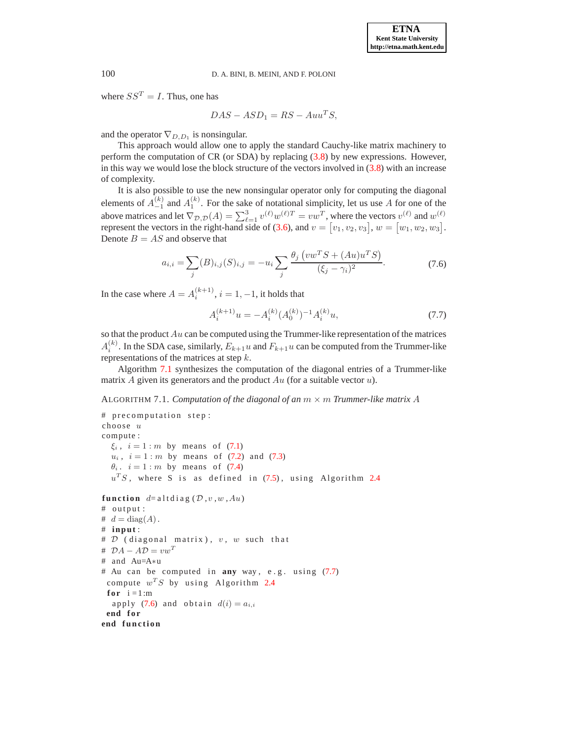where $SS^T = I$. Thus, one has

$$DAS - ASD_1 = RS - Auu^T S,$$

and the operator $\nabla_{D,D_1}$ is nonsingular.

This approach would allow one to apply the standard Cauchy-like matrix machinery to perform the computation of CR (or SDA) by replacing (3.8) by new expressions. However, in this way we would lose the block structure of the vectors involved in (3.8) with an increase of complexity.

It is also possible to use the new nonsingular operator only for computing the diagonal elements of $A_{-1}^{(k)}$ and $A_1^{(k)}$. For the sake of notational simplicity, let us use $A$ for one of the above matrices and let $\nabla_{\mathcal{D},\mathcal{D}}(A) = \sum_{\ell=1}^{3} v^{(\ell)} w^{(\ell)T} = vw^T$, where the vectors $v^{(\ell)}$ and $w^{(\ell)}$ represent the vectors in the right-hand side of (3.6), and $v = \begin{bmatrix} v_1, v_2, v_3 \end{bmatrix}$, $w = \begin{bmatrix} w_1, w_2, w_3 \end{bmatrix}$. Denote $B = AS$ and observe that

$$a_{i,i} = \sum_j (B)_{i,j} (S)_{i,j} = -u_i \sum_j \frac{\theta_j \left( vw^T S + (Au)u^T S \right)}{(\xi_j - \gamma_i)^2}. \tag{7.6}$$

In the case where $A = A_i^{(k+1)}$, $i = 1, -1$, it holds that

$$A_i^{(k+1)} u = -A_i^{(k)} (A_0^{(k)})^{-1} A_i^{(k)} u, \tag{7.7}$$

so that the product $Au$ can be computed using the Trummer-like representation of the matrices $A_i^{(k)}$. In the SDA case, similarly, $E_{k+1}u$ and $F_{k+1}u$ can be computed from the Trummer-like representations of the matrices at step $k$.

Algorithm 7.1 synthesizes the computation of the diagonal entries of a Trummer-like matrix $A$ given its generators and the product $Au$ (for a suitable vector $u$).

ALGORITHM 7.1. *Computation of the diagonal of an $m \times m$ Trummer-like matrix $A$*

```
# precomputation step:
choose u
compute:
  ξ_i, i = 1 : m by means of (7.1)
  u_i, i = 1 : m by means of (7.2) and (7.3)
  θ_i. i = 1 : m by means of (7.4)
  u^T S, where S is as defined in (7.5), using Algorithm 2.4

function d=altdiag(D,v,w,Au)
# output:
# d = diag(A).
# input:
# D (diagonal matrix), v, w such that
# DA - AD = vw^T
# and Au=A*u
# Au can be computed in any way, e.g. using (7.7)
 compute w^T S by using Algorithm 2.4
 for i=1:m
  apply (7.6) and obtain d(i) = a_{i,i}
 end for
end function
```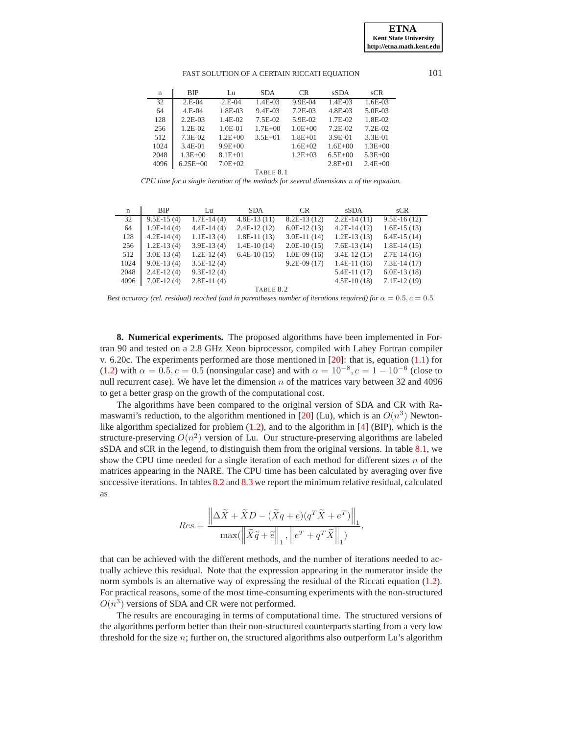| n | BIP | Lu | SDA | CR | sSDA | sCR |
|---|---|---|---|---|---|---|
| 32 | 2.E-04 | 2.E-04 | 1.4E-03 | 9.9E-04 | 1.4E-03 | 1.6E-03 |
| 64 | 4.E-04 | 1.8E-03 | 9.4E-03 | 7.2E-03 | 4.8E-03 | 5.0E-03 |
| 128 | 2.2E-03 | 1.4E-02 | 7.5E-02 | 5.9E-02 | 1.7E-02 | 1.8E-02 |
| 256 | 1.2E-02 | 1.0E-01 | 1.7E+00 | 1.0E+00 | 7.2E-02 | 7.2E-02 |
| 512 | 7.3E-02 | 1.2E+00 | 3.5E+01 | 1.8E+01 | 3.9E-01 | 3.3E-01 |
| 1024 | 3.4E-01 | 9.9E+00 | | 1.6E+02 | 1.6E+00 | 1.3E+00 |
| 2048 | 1.3E+00 | 8.1E+01 | | 1.2E+03 | 6.5E+00 | 5.3E+00 |
| 4096 | 6.25E+00 | 7.0E+02 | | | 2.8E+01 | 2.4E+00 |

TABLE 8.1

*CPU time for a single iteration of the methods for several dimensions $n$ of the equation.*

| n | BIP | Lu | SDA | CR | sSDA | sCR |
|---|---|---|---|---|---|---|
| 32 | 9.5E-15 (4) | 1.7E-14 (4) | 4.8E-13 (11) | 8.2E-13 (12) | 2.2E-14 (11) | 9.5E-16 (12) |
| 64 | 1.9E-14 (4) | 4.4E-14 (4) | 2.4E-12 (12) | 6.0E-12 (13) | 4.2E-14 (12) | 1.6E-15 (13) |
| 128 | 4.2E-14 (4) | 1.1E-13 (4) | 1.8E-11 (13) | 3.0E-11 (14) | 1.2E-13 (13) | 6.4E-15 (14) |
| 256 | 1.2E-13 (4) | 3.9E-13 (4) | 1.4E-10 (14) | 2.0E-10 (15) | 7.6E-13 (14) | 1.8E-14 (15) |
| 512 | 3.0E-13 (4) | 1.2E-12 (4) | 6.4E-10 (15) | 1.0E-09 (16) | 3.4E-12 (15) | 2.7E-14 (16) |
| 1024 | 9.0E-13 (4) | 3.5E-12 (4) | | 9.2E-09 (17) | 1.4E-11 (16) | 7.3E-14 (17) |
| 2048 | 2.4E-12 (4) | 9.3E-12 (4) | | | 5.4E-11 (17) | 6.0E-13 (18) |
| 4096 | 7.0E-12 (4) | 2.8E-11 (4) | | | 4.5E-10 (18) | 7.1E-12 (19) |

TABLE 8.2

*Best accuracy (rel. residual) reached (and in parentheses number of iterations required) for $\alpha = 0.5, c = 0.5$.*

**8. Numerical experiments.** The proposed algorithms have been implemented in Fortran 90 and tested on a 2.8 GHz Xeon biprocessor, compiled with Lahey Fortran compiler v. 6.20c. The experiments performed are those mentioned in [20]: that is, equation (1.1) for (1.2) with $\alpha = 0.5, c = 0.5$ (nonsingular case) and with $\alpha = 10^{-8}, c = 1 - 10^{-6}$ (close to null recurrent case). We have let the dimension $n$ of the matrices vary between 32 and 4096 to get a better grasp on the growth of the computational cost.

The algorithms have been compared to the original version of SDA and CR with Ramaswami's reduction, to the algorithm mentioned in [20] (Lu), which is an $O(n^3)$ Newton-like algorithm specialized for problem (1.2), and to the algorithm in [4] (BIP), which is the structure-preserving $O(n^2)$ version of Lu. Our structure-preserving algorithms are labeled sSDA and sCR in the legend, to distinguish them from the original versions. In table 8.1, we show the CPU time needed for a single iteration of each method for different sizes $n$ of the matrices appearing in the NARE. The CPU time has been calculated by averaging over five successive iterations. In tables 8.2 and 8.3 we report the minimum relative residual, calculated as

$$Res = \frac{\left\| \Delta\widetilde{X} + \widetilde{X}D - (\widetilde{X}q + e)(q^T\widetilde{X} + e^T) \right\|_1}{\max(\left\| \widetilde{X}\widetilde{q} + \widetilde{e} \right\|_1, \left\| e^T + q^T\widetilde{X} \right\|_1)},$$

that can be achieved with the different methods, and the number of iterations needed to actually achieve this residual. Note that the expression appearing in the numerator inside the norm symbols is an alternative way of expressing the residual of the Riccati equation (1.2). For practical reasons, some of the most time-consuming experiments with the non-structured $O(n^3)$ versions of SDA and CR were not performed.

The results are encouraging in terms of computational time. The structured versions of the algorithms perform better than their non-structured counterparts starting from a very low threshold for the size $n$; further on, the structured algorithms also outperform Lu's algorithm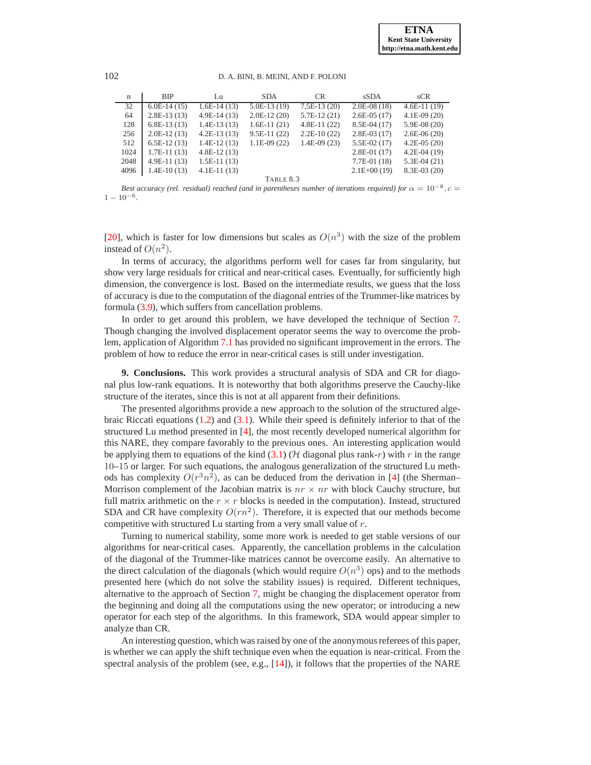| n | BIP | Lu | SDA | CR | sSDA | sCR |
|---|---|---|---|---|---|---|
| 32 | 6.0E-14 (15) | 1.6E-14 (13) | 5.0E-13 (19) | 7.5E-13 (20) | 2.0E-08 (18) | 4.6E-11 (19) |
| 64 | 2.8E-13 (13) | 4.9E-14 (13) | 2.0E-12 (20) | 5.7E-12 (21) | 2.6E-05 (17) | 4.1E-09 (20) |
| 128 | 6.8E-13 (13) | 1.4E-13 (13) | 1.6E-11 (21) | 4.8E-11 (22) | 8.5E-04 (17) | 5.9E-08 (20) |
| 256 | 2.0E-12 (13) | 4.2E-13 (13) | 9.5E-11 (22) | 2.2E-10 (22) | 2.8E-03 (17) | 2.6E-06 (20) |
| 512 | 6.5E-12 (13) | 1.4E-12 (13) | 1.1E-09 (22) | 1.4E-09 (23) | 5.5E-02 (17) | 4.2E-05 (20) |
| 1024 | 1.7E-11 (13) | 4.8E-12 (13) | | | 2.8E-01 (17) | 4.2E-04 (19) |
| 2048 | 4.9E-11 (13) | 1.5E-11 (13) | | | 7.7E-01 (18) | 5.3E-04 (21) |
| 4096 | 1.4E-10 (13) | 4.1E-11 (13) | | | 2.1E+00 (19) | 8.3E-03 (20) |

TABLE 8.3

*Best accuracy (rel. residual) reached (and in parentheses number of iterations required) for* $\alpha = 10^{-8}, c = 1 - 10^{-6}$.

[20], which is faster for low dimensions but scales as $O(n^3)$ with the size of the problem instead of $O(n^2)$.

In terms of accuracy, the algorithms perform well for cases far from singularity, but show very large residuals for critical and near-critical cases. Eventually, for sufficiently high dimension, the convergence is lost. Based on the intermediate results, we guess that the loss of accuracy is due to the computation of the diagonal entries of the Trummer-like matrices by formula (3.9), which suffers from cancellation problems.

In order to get around this problem, we have developed the technique of Section 7. Though changing the involved displacement operator seems the way to overcome the problem, application of Algorithm 7.1 has provided no significant improvement in the errors. The problem of how to reduce the error in near-critical cases is still under investigation.

**9. Conclusions.** This work provides a structural analysis of SDA and CR for diagonal plus low-rank equations. It is noteworthy that both algorithms preserve the Cauchy-like structure of the iterates, since this is not at all apparent from their definitions.

The presented algorithms provide a new approach to the solution of the structured algebraic Riccati equations (1.2) and (3.1). While their speed is definitely inferior to that of the structured Lu method presented in [4], the most recently developed numerical algorithm for this NARE, they compare favorably to the previous ones. An interesting application would be applying them to equations of the kind (3.1) ($\mathcal{H}$ diagonal plus rank-$r$) with $r$ in the range 10–15 or larger. For such equations, the analogous generalization of the structured Lu methods has complexity $O(r^3n^2)$, as can be deduced from the derivation in [4] (the Sherman–Morrison complement of the Jacobian matrix is $nr \times nr$ with block Cauchy structure, but full matrix arithmetic on the $r \times r$ blocks is needed in the computation). Instead, structured SDA and CR have complexity $O(rn^2)$. Therefore, it is expected that our methods become competitive with structured Lu starting from a very small value of $r$.

Turning to numerical stability, some more work is needed to get stable versions of our algorithms for near-critical cases. Apparently, the cancellation problems in the calculation of the diagonal of the Trummer-like matrices cannot be overcome easily. An alternative to the direct calculation of the diagonals (which would require $O(n^3)$ ops) and to the methods presented here (which do not solve the stability issues) is required. Different techniques, alternative to the approach of Section 7, might be changing the displacement operator from the beginning and doing all the computations using the new operator; or introducing a new operator for each step of the algorithms. In this framework, SDA would appear simpler to analyze than CR.

An interesting question, which was raised by one of the anonymous referees of this paper, is whether we can apply the shift technique even when the equation is near-critical. From the spectral analysis of the problem (see, e.g., [14]), it follows that the properties of the NARE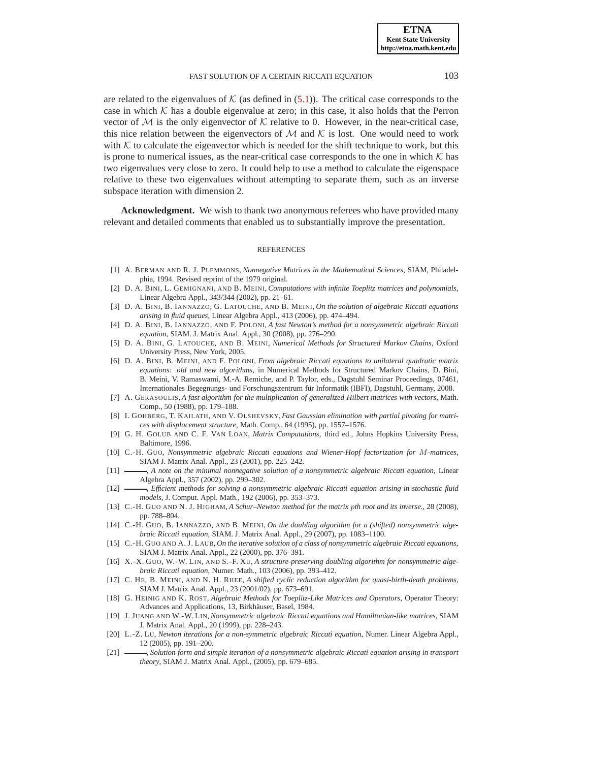are related to the eigenvalues of $\mathcal{K}$ (as defined in (5.1)). The critical case corresponds to the case in which $\mathcal{K}$ has a double eigenvalue at zero; in this case, it also holds that the Perron vector of $\mathcal{M}$ is the only eigenvector of $\mathcal{K}$ relative to 0. However, in the near-critical case, this nice relation between the eigenvectors of $\mathcal{M}$ and $\mathcal{K}$ is lost. One would need to work with $\mathcal{K}$ to calculate the eigenvector which is needed for the shift technique to work, but this is prone to numerical issues, as the near-critical case corresponds to the one in which $\mathcal{K}$ has two eigenvalues very close to zero. It could help to use a method to calculate the eigenspace relative to these two eigenvalues without attempting to separate them, such as an inverse subspace iteration with dimension 2.

**Acknowledgment.** We wish to thank two anonymous referees who have provided many relevant and detailed comments that enabled us to substantially improve the presentation.

## REFERENCES

[1] A. Berman and R. J. Plemmons, *Nonnegative Matrices in the Mathematical Sciences*, SIAM, Philadelphia, 1994. Revised reprint of the 1979 original.

[2] D. A. Bini, L. Gemignani, and B. Meini, *Computations with infinite Toeplitz matrices and polynomials*, Linear Algebra Appl., 343/344 (2002), pp. 21–61.

[3] D. A. Bini, B. Iannazzo, G. Latouche, and B. Meini, *On the solution of algebraic Riccati equations arising in fluid queues*, Linear Algebra Appl., 413 (2006), pp. 474–494.

[4] D. A. Bini, B. Iannazzo, and F. Poloni, *A fast Newton's method for a nonsymmetric algebraic Riccati equation*, SIAM. J. Matrix Anal. Appl., 30 (2008), pp. 276–290.

[5] D. A. Bini, G. Latouche, and B. Meini, *Numerical Methods for Structured Markov Chains*, Oxford University Press, New York, 2005.

[6] D. A. Bini, B. Meini, and F. Poloni, *From algebraic Riccati equations to unilateral quadratic matrix equations: old and new algorithms*, in Numerical Methods for Structured Markov Chains, D. Bini, B. Meini, V. Ramaswami, M.-A. Remiche, and P. Taylor, eds., Dagstuhl Seminar Proceedings, 07461, Internationales Begegnungs- und Forschungszentrum für Informatik (IBFI), Dagstuhl, Germany, 2008.

[7] A. Gerasoulis, *A fast algorithm for the multiplication of generalized Hilbert matrices with vectors*, Math. Comp., 50 (1988), pp. 179–188.

[8] I. Gohberg, T. Kailath, and V. Olshevsky, *Fast Gaussian elimination with partial pivoting for matrices with displacement structure*, Math. Comp., 64 (1995), pp. 1557–1576.

[9] G. H. Golub and C. F. Van Loan, *Matrix Computations*, third ed., Johns Hopkins University Press, Baltimore, 1996.

[10] C.-H. Guo, *Nonsymmetric algebraic Riccati equations and Wiener-Hopf factorization for $M$-matrices*, SIAM J. Matrix Anal. Appl., 23 (2001), pp. 225–242.

[11] ———, *A note on the minimal nonnegative solution of a nonsymmetric algebraic Riccati equation*, Linear Algebra Appl., 357 (2002), pp. 299–302.

[12] ———, *Efficient methods for solving a nonsymmetric algebraic Riccati equation arising in stochastic fluid models*, J. Comput. Appl. Math., 192 (2006), pp. 353–373.

[13] C.-H. Guo and N. J. Higham, *A Schur–Newton method for the matrix $p$th root and its inverse.*, 28 (2008), pp. 788–804.

[14] C.-H. Guo, B. Iannazzo, and B. Meini, *On the doubling algorithm for a (shifted) nonsymmetric algebraic Riccati equation*, SIAM. J. Matrix Anal. Appl., 29 (2007), pp. 1083–1100.

[15] C.-H. Guo and A. J. Laub, *On the iterative solution of a class of nonsymmetric algebraic Riccati equations*, SIAM J. Matrix Anal. Appl., 22 (2000), pp. 376–391.

[16] X.-X. Guo, W.-W. Lin, and S.-F. Xu, *A structure-preserving doubling algorithm for nonsymmetric algebraic Riccati equation*, Numer. Math., 103 (2006), pp. 393–412.

[17] C. He, B. Meini, and N. H. Rhee, *A shifted cyclic reduction algorithm for quasi-birth-death problems*, SIAM J. Matrix Anal. Appl., 23 (2001/02), pp. 673–691.

[18] G. Heinig and K. Rost, *Algebraic Methods for Toeplitz-Like Matrices and Operators*, Operator Theory: Advances and Applications, 13, Birkhäuser, Basel, 1984.

[19] J. Juang and W.-W. Lin, *Nonsymmetric algebraic Riccati equations and Hamiltonian-like matrices*, SIAM J. Matrix Anal. Appl., 20 (1999), pp. 228–243.

[20] L.-Z. Lu, *Newton iterations for a non-symmetric algebraic Riccati equation*, Numer. Linear Algebra Appl., 12 (2005), pp. 191–200.

[21] ———, *Solution form and simple iteration of a nonsymmetric algebraic Riccati equation arising in transport theory*, SIAM J. Matrix Anal. Appl., (2005), pp. 679–685.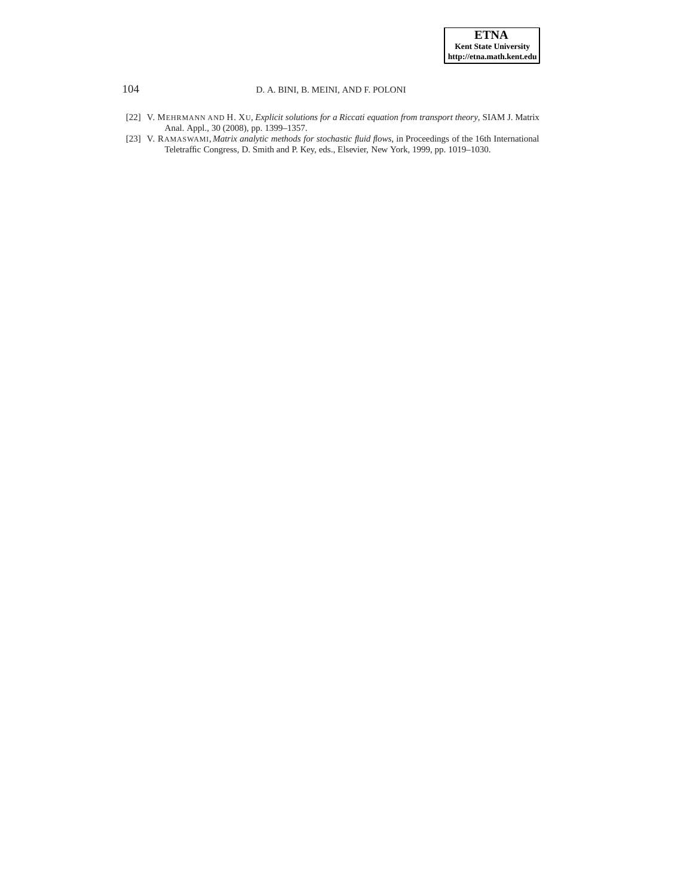[22] V. Mehrmann and H. Xu, *Explicit solutions for a Riccati equation from transport theory*, SIAM J. Matrix Anal. Appl., 30 (2008), pp. 1399–1357.

[23] V. Ramaswami, *Matrix analytic methods for stochastic fluid flows*, in Proceedings of the 16th International Teletraffic Congress, D. Smith and P. Key, eds., Elsevier, New York, 1999, pp. 1019–1030.